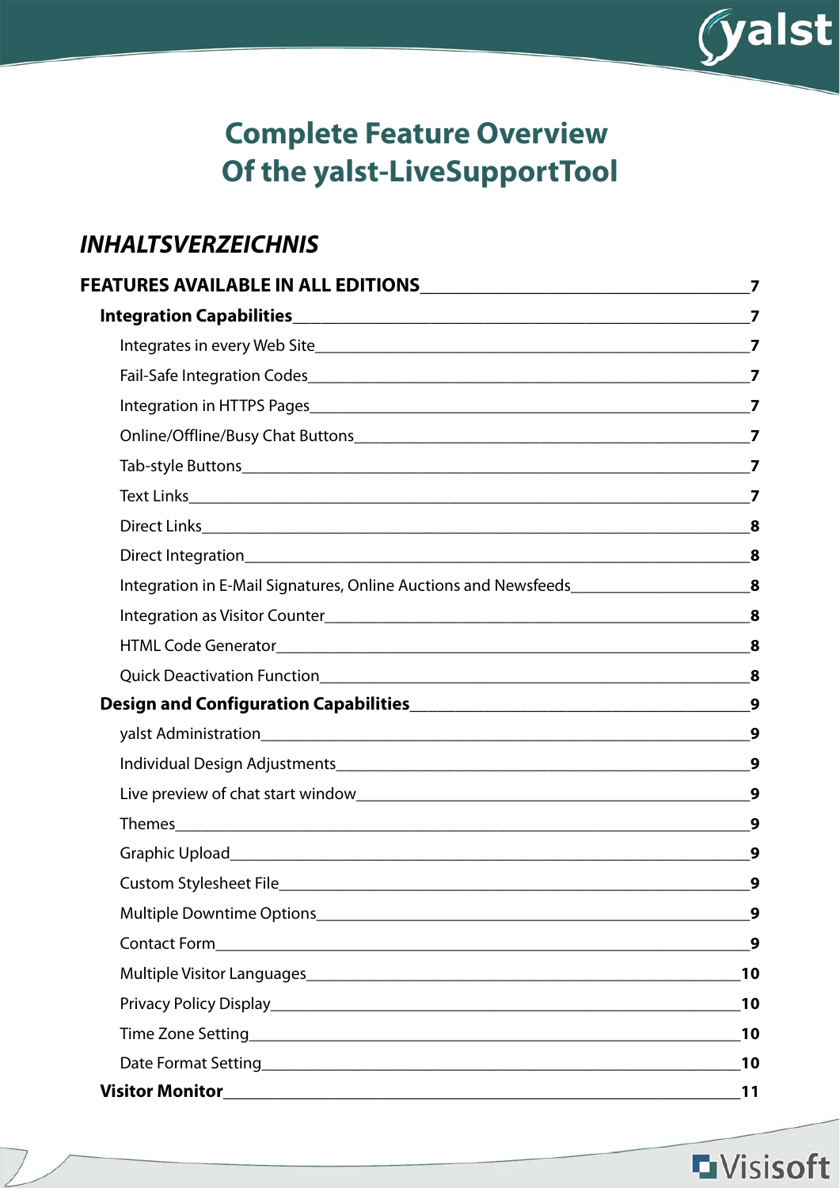# Complete Feature Overview Of the yalst-LiveSupportTool

## *INHALTSVERZEICHNIS*

**FEATURES AVAILABLE IN ALL EDITIONS** — 7

- **Integration Capabilities** — 7
  - Integrates in every Web Site — 7
  - Fail-Safe Integration Codes — 7
  - Integration in HTTPS Pages — 7
  - Online/Offline/Busy Chat Buttons — 7
  - Tab-style Buttons — 7
  - Text Links — 7
  - Direct Links — 8
  - Direct Integration — 8
  - Integration in E-Mail Signatures, Online Auctions and Newsfeeds — 8
  - Integration as Visitor Counter — 8
  - HTML Code Generator — 8
  - Quick Deactivation Function — 8
- **Design and Configuration Capabilities** — 9
  - yalst Administration — 9
  - Individual Design Adjustments — 9
  - Live preview of chat start window — 9
  - Themes — 9
  - Graphic Upload — 9
  - Custom Stylesheet File — 9
  - Multiple Downtime Options — 9
  - Contact Form — 9
  - Multiple Visitor Languages — 10
  - Privacy Policy Display — 10
  - Time Zone Setting — 10
  - Date Format Setting — 10
- **Visitor Monitor** — 11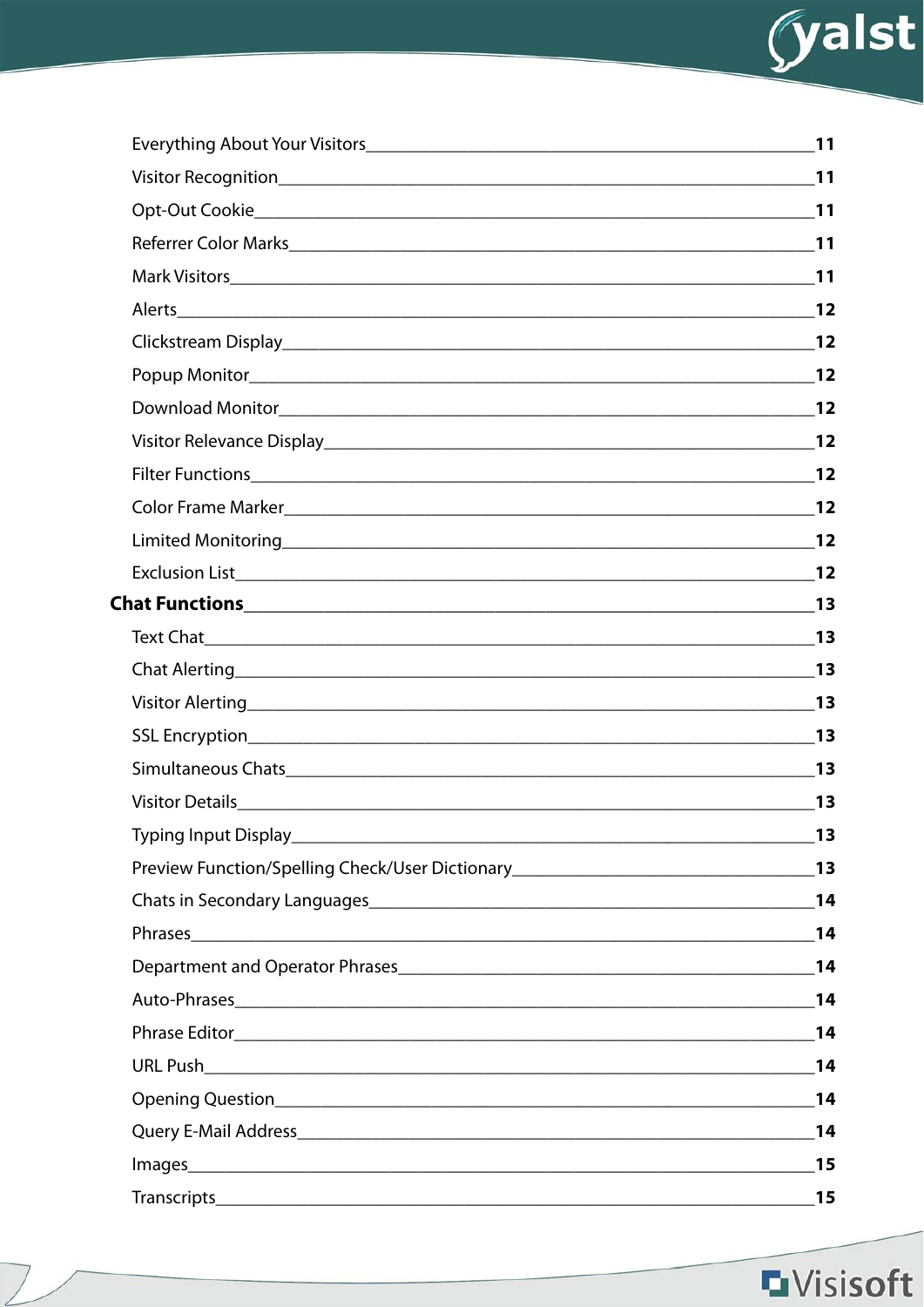Everything About Your Visitors 11
Visitor Recognition 11
Opt-Out Cookie 11
Referrer Color Marks 11
Mark Visitors 11
Alerts 12
Clickstream Display 12
Popup Monitor 12
Download Monitor 12
Visitor Relevance Display 12
Filter Functions 12
Color Frame Marker 12
Limited Monitoring 12
Exclusion List 12

**Chat Functions 13**

Text Chat 13
Chat Alerting 13
Visitor Alerting 13
SSL Encryption 13
Simultaneous Chats 13
Visitor Details 13
Typing Input Display 13
Preview Function/Spelling Check/User Dictionary 13
Chats in Secondary Languages 14
Phrases 14
Department and Operator Phrases 14
Auto-Phrases 14
Phrase Editor 14
URL Push 14
Opening Question 14
Query E-Mail Address 14
Images 15
Transcripts 15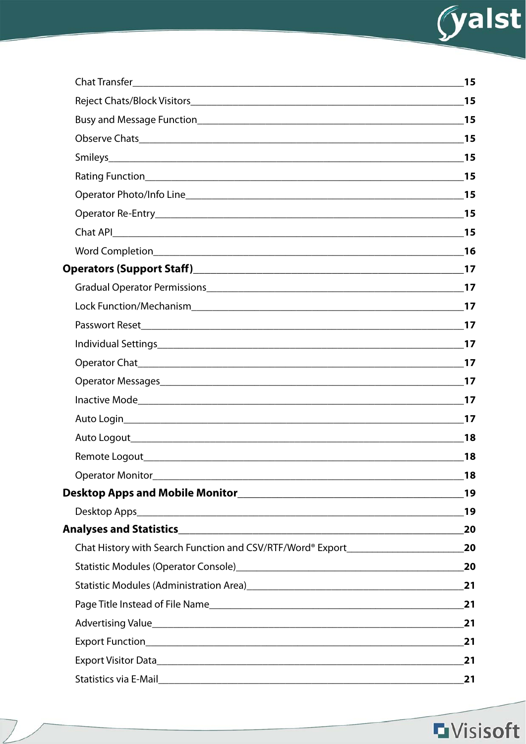- Chat Transfer ........ 15
- Reject Chats/Block Visitors ........ 15
- Busy and Message Function ........ 15
- Observe Chats ........ 15
- Smileys ........ 15
- Rating Function ........ 15
- Operator Photo/Info Line ........ 15
- Operator Re-Entry ........ 15
- Chat API ........ 15
- Word Completion ........ 16

**Operators (Support Staff) ........ 17**

- Gradual Operator Permissions ........ 17
- Lock Function/Mechanism ........ 17
- Password Reset ........ 17
- Individual Settings ........ 17
- Operator Chat ........ 17
- Operator Messages ........ 17
- Inactive Mode ........ 17
- Auto Login ........ 17
- Auto Logout ........ 18
- Remote Logout ........ 18
- Operator Monitor ........ 18

**Desktop Apps and Mobile Monitor ........ 19**

- Desktop Apps ........ 19

**Analyses and Statistics ........ 20**

- Chat History with Search Function and CSV/RTF/Word® Export ........ 20
- Statistic Modules (Operator Console) ........ 20
- Statistic Modules (Administration Area) ........ 21
- Page Title Instead of File Name ........ 21
- Advertising Value ........ 21
- Export Function ........ 21
- Export Visitor Data ........ 21
- Statistics via E-Mail ........ 21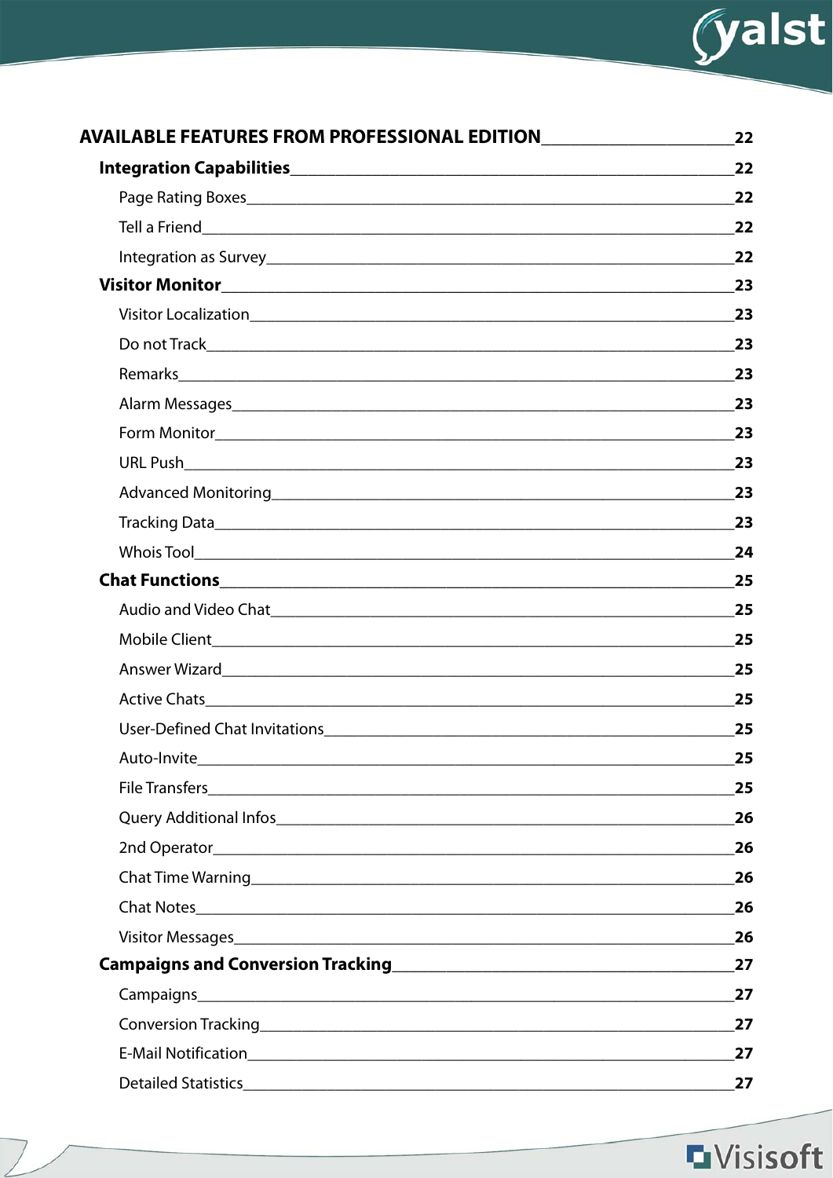**AVAILABLE FEATURES FROM PROFESSIONAL EDITION** **22**

- **Integration Capabilities** **22**
  - Page Rating Boxes **22**
  - Tell a Friend **22**
  - Integration as Survey **22**
- **Visitor Monitor** **23**
  - Visitor Localization **23**
  - Do not Track **23**
  - Remarks **23**
  - Alarm Messages **23**
  - Form Monitor **23**
  - URL Push **23**
  - Advanced Monitoring **23**
  - Tracking Data **23**
  - Whois Tool **24**
- **Chat Functions** **25**
  - Audio and Video Chat **25**
  - Mobile Client **25**
  - Answer Wizard **25**
  - Active Chats **25**
  - User-Defined Chat Invitations **25**
  - Auto-Invite **25**
  - File Transfers **25**
  - Query Additional Infos **26**
  - 2nd Operator **26**
  - Chat Time Warning **26**
  - Chat Notes **26**
  - Visitor Messages **26**
- **Campaigns and Conversion Tracking** **27**
  - Campaigns **27**
  - Conversion Tracking **27**
  - E-Mail Notification **27**
  - Detailed Statistics **27**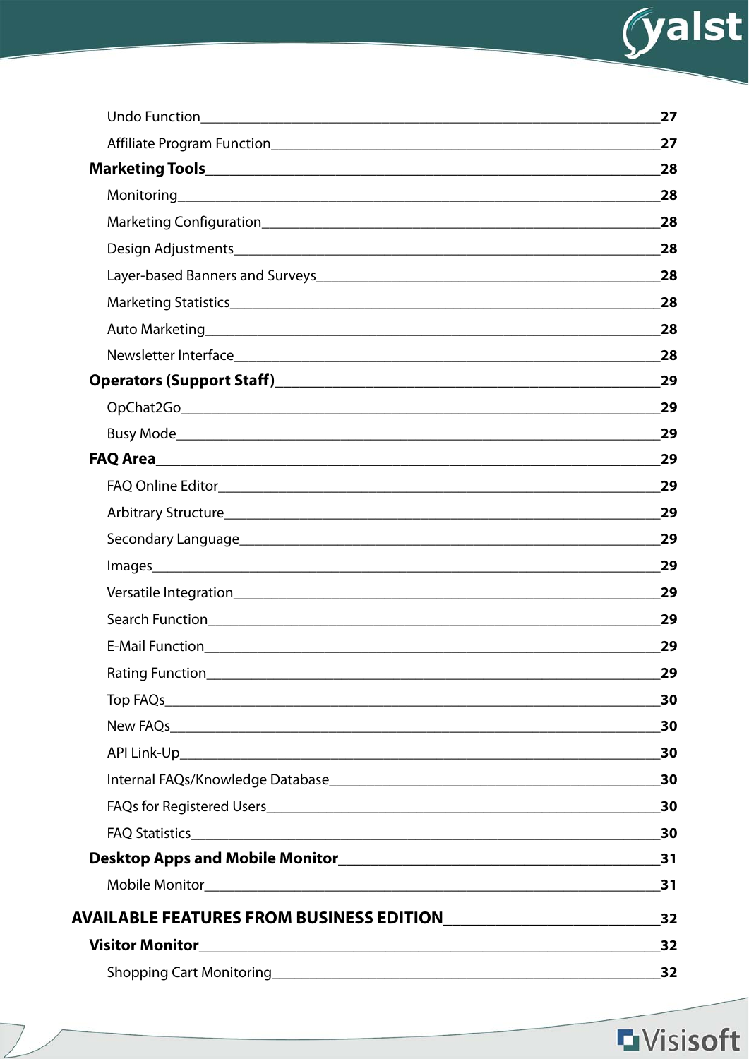Undo Function 27

Affiliate Program Function 27

**Marketing Tools 28**

Monitoring 28

Marketing Configuration 28

Design Adjustments 28

Layer-based Banners and Surveys 28

Marketing Statistics 28

Auto Marketing 28

Newsletter Interface 28

**Operators (Support Staff) 29**

OpChat2Go 29

Busy Mode 29

**FAQ Area 29**

FAQ Online Editor 29

Arbitrary Structure 29

Secondary Language 29

Images 29

Versatile Integration 29

Search Function 29

E-Mail Function 29

Rating Function 29

Top FAQs 30

New FAQs 30

API Link-Up 30

Internal FAQs/Knowledge Database 30

FAQs for Registered Users 30

FAQ Statistics 30

**Desktop Apps and Mobile Monitor 31**

Mobile Monitor 31

**AVAILABLE FEATURES FROM BUSINESS EDITION 32**

**Visitor Monitor 32**

Shopping Cart Monitoring 32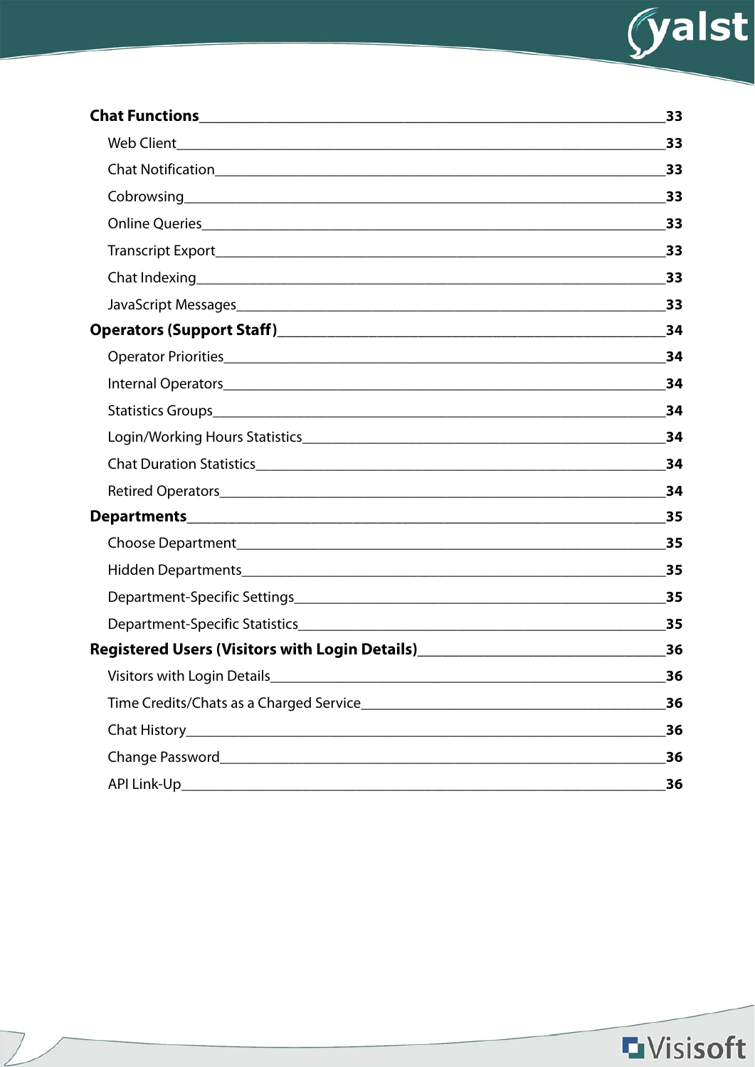**Chat Functions** ____ **33**

- Web Client ____ **33**
- Chat Notification ____ **33**
- Cobrowsing ____ **33**
- Online Queries ____ **33**
- Transcript Export ____ **33**
- Chat Indexing ____ **33**
- JavaScript Messages ____ **33**

**Operators (Support Staff)** ____ **34**

- Operator Priorities ____ **34**
- Internal Operators ____ **34**
- Statistics Groups ____ **34**
- Login/Working Hours Statistics ____ **34**
- Chat Duration Statistics ____ **34**
- Retired Operators ____ **34**

**Departments** ____ **35**

- Choose Department ____ **35**
- Hidden Departments ____ **35**
- Department-Specific Settings ____ **35**
- Department-Specific Statistics ____ **35**

**Registered Users (Visitors with Login Details)** ____ **36**

- Visitors with Login Details ____ **36**
- Time Credits/Chats as a Charged Service ____ **36**
- Chat History ____ **36**
- Change Password ____ **36**
- API Link-Up ____ **36**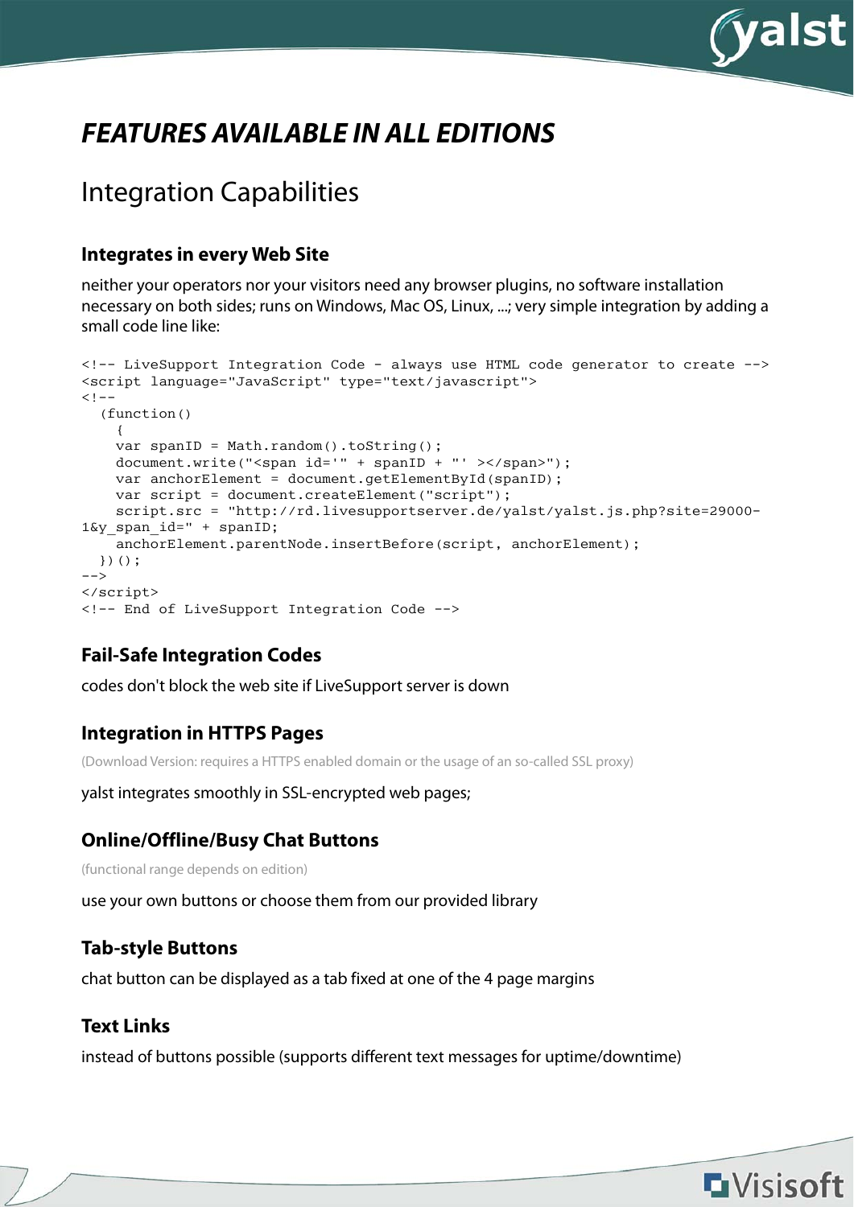# *FEATURES AVAILABLE IN ALL EDITIONS*

## Integration Capabilities

### Integrates in every Web Site

neither your operators nor your visitors need any browser plugins, no software installation necessary on both sides; runs on Windows, Mac OS, Linux, ...; very simple integration by adding a small code line like:

```
<!-- LiveSupport Integration Code - always use HTML code generator to create -->
<script language="JavaScript" type="text/javascript">
<!--
  (function()
    {
    var spanID = Math.random().toString();
    document.write("<span id='" + spanID + "' ></span>");
    var anchorElement = document.getElementById(spanID);
    var script = document.createElement("script");
    script.src = "http://rd.livesupportserver.de/yalst/yalst.js.php?site=29000-
1&y_span_id=" + spanID;
    anchorElement.parentNode.insertBefore(script, anchorElement);
  })();
-->
</script>
<!-- End of LiveSupport Integration Code -->
```

### Fail-Safe Integration Codes

codes don't block the web site if LiveSupport server is down

### Integration in HTTPS Pages

(Download Version: requires a HTTPS enabled domain or the usage of an so-called SSL proxy)

yalst integrates smoothly in SSL-encrypted web pages;

### Online/Offline/Busy Chat Buttons

(functional range depends on edition)

use your own buttons or choose them from our provided library

### Tab-style Buttons

chat button can be displayed as a tab fixed at one of the 4 page margins

### Text Links

instead of buttons possible (supports different text messages for uptime/downtime)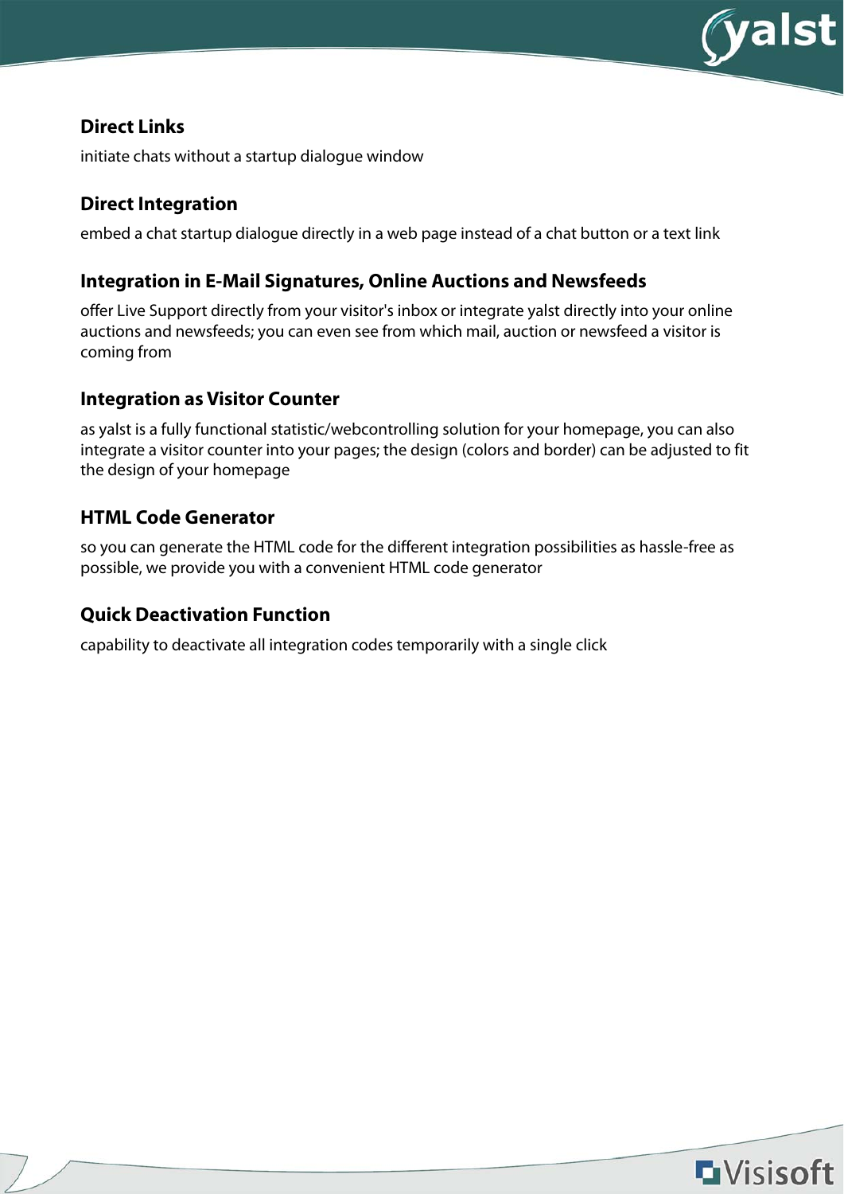### Direct Links

initiate chats without a startup dialogue window

### Direct Integration

embed a chat startup dialogue directly in a web page instead of a chat button or a text link

### Integration in E-Mail Signatures, Online Auctions and Newsfeeds

offer Live Support directly from your visitor's inbox or integrate yalst directly into your online auctions and newsfeeds; you can even see from which mail, auction or newsfeed a visitor is coming from

### Integration as Visitor Counter

as yalst is a fully functional statistic/webcontrolling solution for your homepage, you can also integrate a visitor counter into your pages; the design (colors and border) can be adjusted to fit the design of your homepage

### HTML Code Generator

so you can generate the HTML code for the different integration possibilities as hassle-free as possible, we provide you with a convenient HTML code generator

### Quick Deactivation Function

capability to deactivate all integration codes temporarily with a single click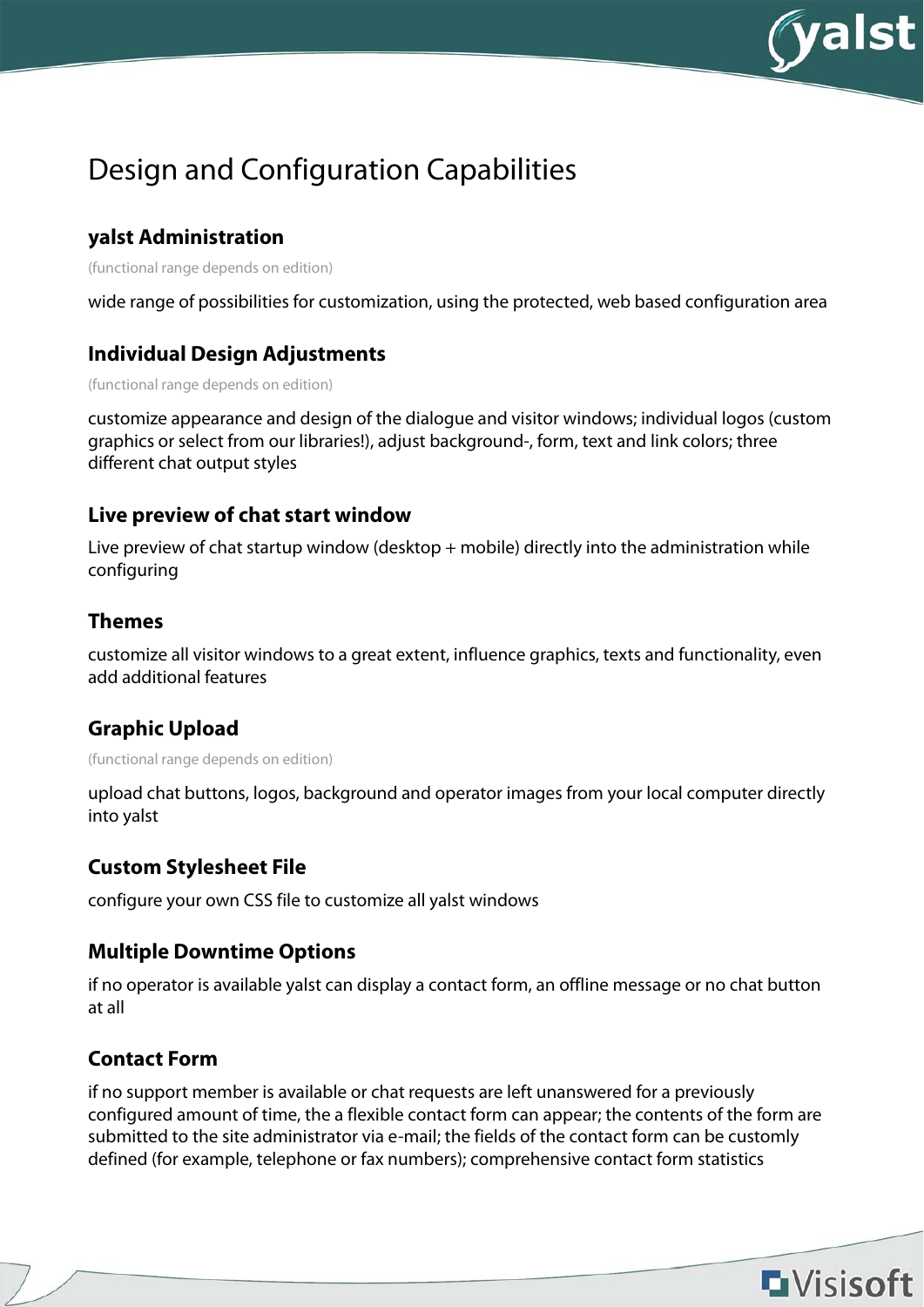# Design and Configuration Capabilities

### yalst Administration

(functional range depends on edition)

wide range of possibilities for customization, using the protected, web based configuration area

### Individual Design Adjustments

(functional range depends on edition)

customize appearance and design of the dialogue and visitor windows; individual logos (custom graphics or select from our libraries!), adjust background-, form, text and link colors; three different chat output styles

### Live preview of chat start window

Live preview of chat startup window (desktop + mobile) directly into the administration while configuring

### Themes

customize all visitor windows to a great extent, influence graphics, texts and functionality, even add additional features

### Graphic Upload

(functional range depends on edition)

upload chat buttons, logos, background and operator images from your local computer directly into yalst

### Custom Stylesheet File

configure your own CSS file to customize all yalst windows

### Multiple Downtime Options

if no operator is available yalst can display a contact form, an offline message or no chat button at all

### Contact Form

if no support member is available or chat requests are left unanswered for a previously configured amount of time, the a flexible contact form can appear; the contents of the form are submitted to the site administrator via e-mail; the fields of the contact form can be customly defined (for example, telephone or fax numbers); comprehensive contact form statistics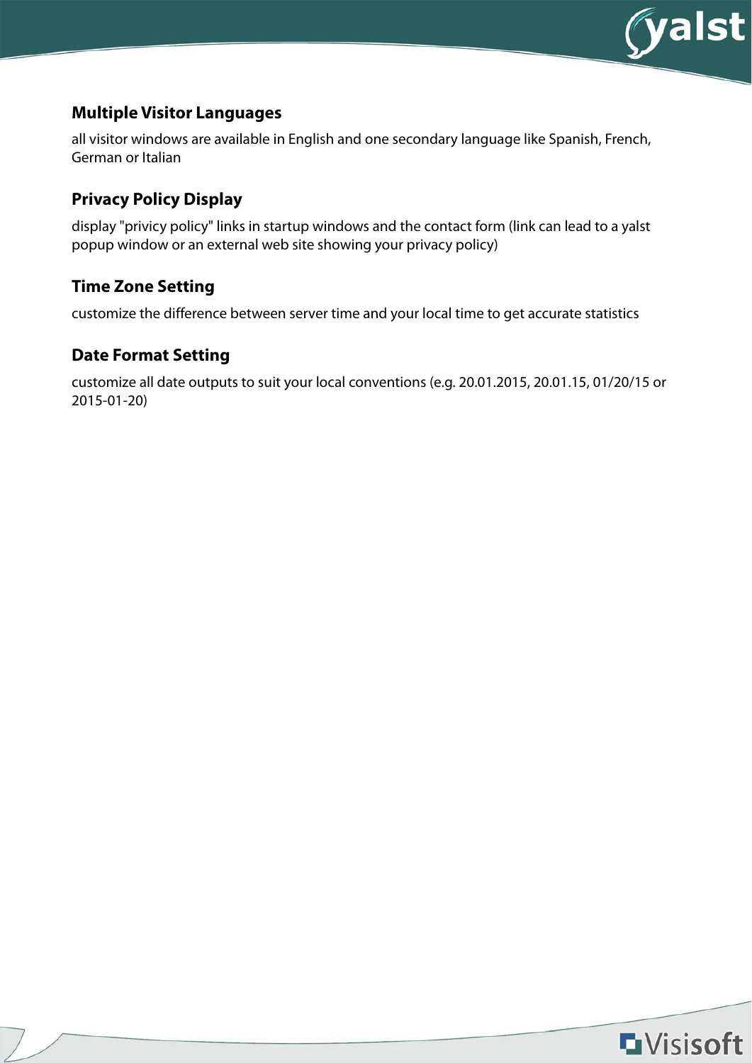### Multiple Visitor Languages

all visitor windows are available in English and one secondary language like Spanish, French, German or Italian

### Privacy Policy Display

display "privicy policy" links in startup windows and the contact form (link can lead to a yalst popup window or an external web site showing your privacy policy)

### Time Zone Setting

customize the difference between server time and your local time to get accurate statistics

### Date Format Setting

customize all date outputs to suit your local conventions (e.g. 20.01.2015, 20.01.15, 01/20/15 or 2015-01-20)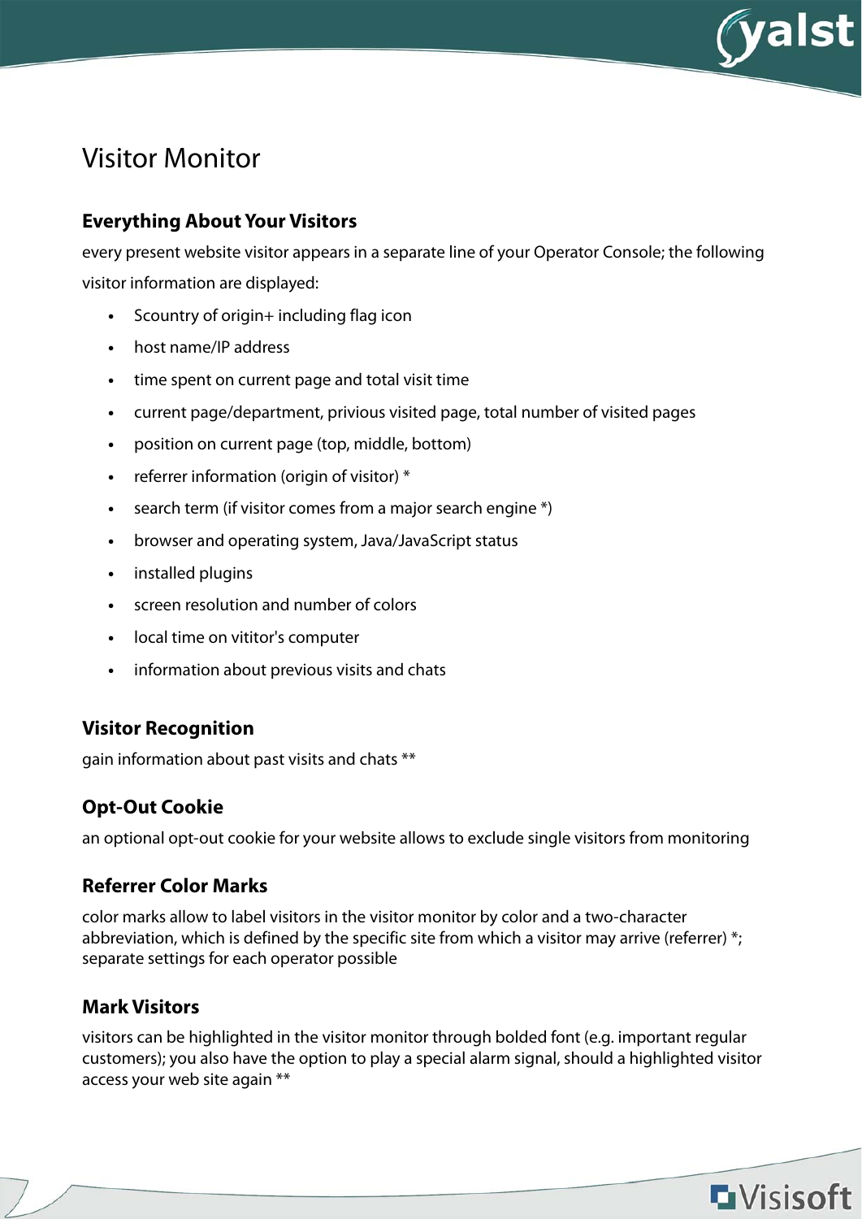# Visitor Monitor

## Everything About Your Visitors

every present website visitor appears in a separate line of your Operator Console; the following visitor information are displayed:

- Scountry of origin+ including flag icon
- host name/IP address
- time spent on current page and total visit time
- current page/department, privious visited page, total number of visited pages
- position on current page (top, middle, bottom)
- referrer information (origin of visitor) *
- search term (if visitor comes from a major search engine *)
- browser and operating system, Java/JavaScript status
- installed plugins
- screen resolution and number of colors
- local time on vititor's computer
- information about previous visits and chats

## Visitor Recognition

gain information about past visits and chats **

## Opt-Out Cookie

an optional opt-out cookie for your website allows to exclude single visitors from monitoring

## Referrer Color Marks

color marks allow to label visitors in the visitor monitor by color and a two-character abbreviation, which is defined by the specific site from which a visitor may arrive (referrer) *; separate settings for each operator possible

## Mark Visitors

visitors can be highlighted in the visitor monitor through bolded font (e.g. important regular customers); you also have the option to play a special alarm signal, should a highlighted visitor access your web site again **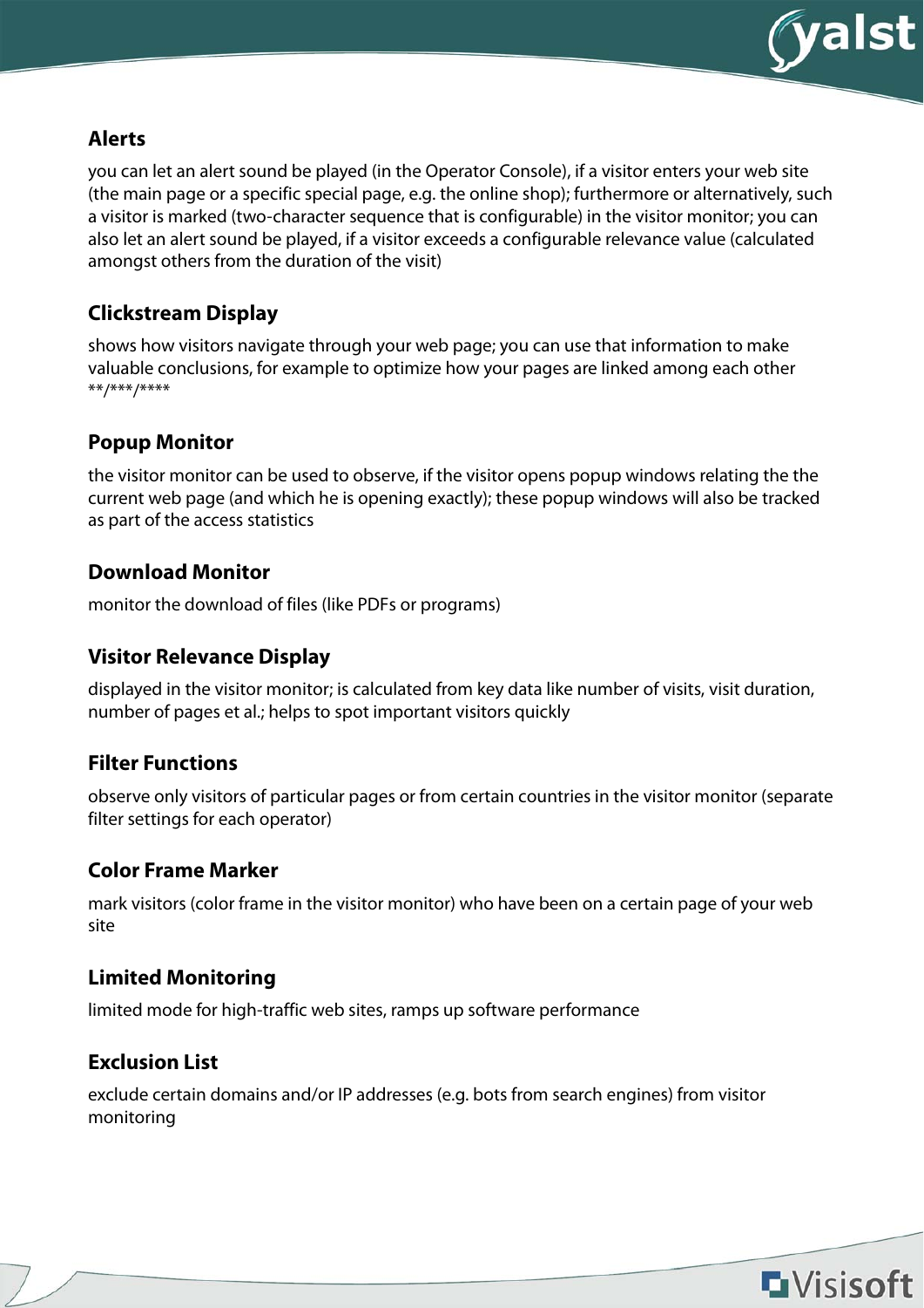### Alerts

you can let an alert sound be played (in the Operator Console), if a visitor enters your web site (the main page or a specific special page, e.g. the online shop); furthermore or alternatively, such a visitor is marked (two-character sequence that is configurable) in the visitor monitor; you can also let an alert sound be played, if a visitor exceeds a configurable relevance value (calculated amongst others from the duration of the visit)

### Clickstream Display

shows how visitors navigate through your web page; you can use that information to make valuable conclusions, for example to optimize how your pages are linked among each other **/***/****

### Popup Monitor

the visitor monitor can be used to observe, if the visitor opens popup windows relating the the current web page (and which he is opening exactly); these popup windows will also be tracked as part of the access statistics

### Download Monitor

monitor the download of files (like PDFs or programs)

### Visitor Relevance Display

displayed in the visitor monitor; is calculated from key data like number of visits, visit duration, number of pages et al.; helps to spot important visitors quickly

### Filter Functions

observe only visitors of particular pages or from certain countries in the visitor monitor (separate filter settings for each operator)

### Color Frame Marker

mark visitors (color frame in the visitor monitor) who have been on a certain page of your web site

### Limited Monitoring

limited mode for high-traffic web sites, ramps up software performance

### Exclusion List

exclude certain domains and/or IP addresses (e.g. bots from search engines) from visitor monitoring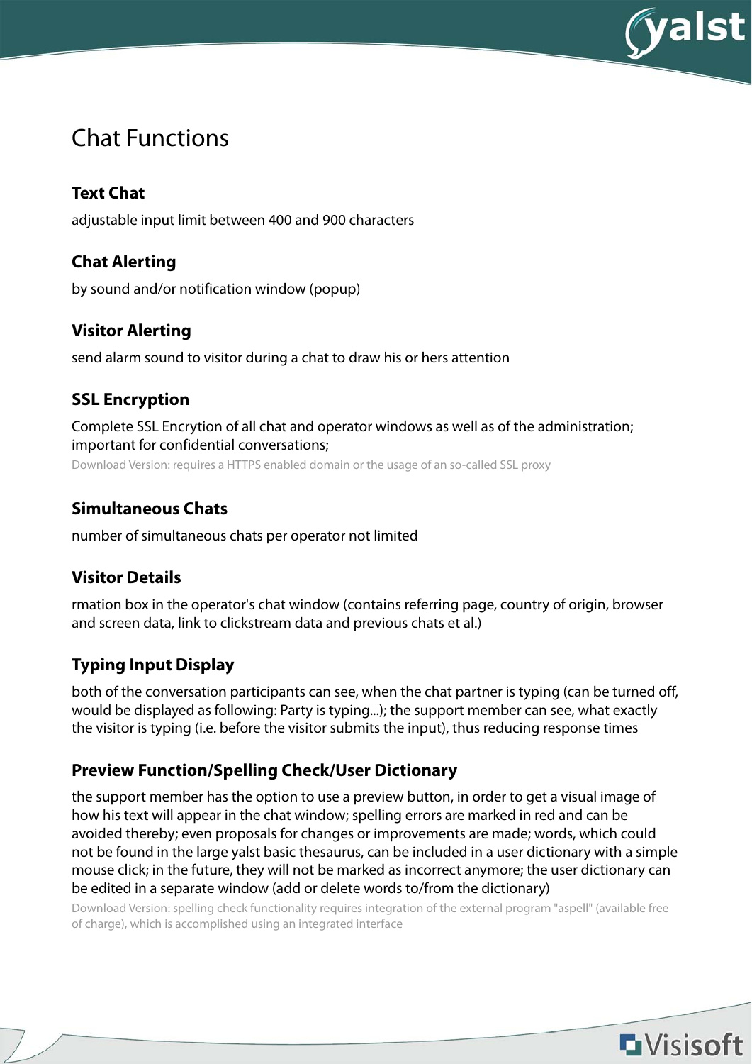# Chat Functions

### Text Chat

adjustable input limit between 400 and 900 characters

### Chat Alerting

by sound and/or notification window (popup)

### Visitor Alerting

send alarm sound to visitor during a chat to draw his or hers attention

### SSL Encryption

Complete SSL Encrytion of all chat and operator windows as well as of the administration; important for confidential conversations;

Download Version: requires a HTTPS enabled domain or the usage of an so-called SSL proxy

### Simultaneous Chats

number of simultaneous chats per operator not limited

### Visitor Details

rmation box in the operator's chat window (contains referring page, country of origin, browser and screen data, link to clickstream data and previous chats et al.)

### Typing Input Display

both of the conversation participants can see, when the chat partner is typing (can be turned off, would be displayed as following: Party is typing...); the support member can see, what exactly the visitor is typing (i.e. before the visitor submits the input), thus reducing response times

### Preview Function/Spelling Check/User Dictionary

the support member has the option to use a preview button, in order to get a visual image of how his text will appear in the chat window; spelling errors are marked in red and can be avoided thereby; even proposals for changes or improvements are made; words, which could not be found in the large yalst basic thesaurus, can be included in a user dictionary with a simple mouse click; in the future, they will not be marked as incorrect anymore; the user dictionary can be edited in a separate window (add or delete words to/from the dictionary)

Download Version: spelling check functionality requires integration of the external program "aspell" (available free of charge), which is accomplished using an integrated interface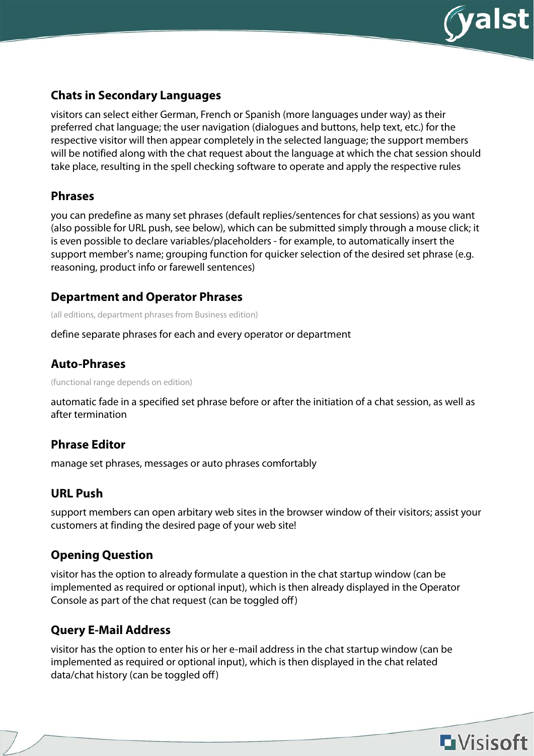### Chats in Secondary Languages

visitors can select either German, French or Spanish (more languages under way) as their preferred chat language; the user navigation (dialogues and buttons, help text, etc.) for the respective visitor will then appear completely in the selected language; the support members will be notified along with the chat request about the language at which the chat session should take place, resulting in the spell checking software to operate and apply the respective rules

### Phrases

you can predefine as many set phrases (default replies/sentences for chat sessions) as you want (also possible for URL push, see below), which can be submitted simply through a mouse click; it is even possible to declare variables/placeholders - for example, to automatically insert the support member's name; grouping function for quicker selection of the desired set phrase (e.g. reasoning, product info or farewell sentences)

### Department and Operator Phrases

(all editions, department phrases from Business edition)

define separate phrases for each and every operator or department

### Auto-Phrases

(functional range depends on edition)

automatic fade in a specified set phrase before or after the initiation of a chat session, as well as after termination

### Phrase Editor

manage set phrases, messages or auto phrases comfortably

### URL Push

support members can open arbitary web sites in the browser window of their visitors; assist your customers at finding the desired page of your web site!

### Opening Question

visitor has the option to already formulate a question in the chat startup window (can be implemented as required or optional input), which is then already displayed in the Operator Console as part of the chat request (can be toggled off)

### Query E-Mail Address

visitor has the option to enter his or her e-mail address in the chat startup window (can be implemented as required or optional input), which is then displayed in the chat related data/chat history (can be toggled off)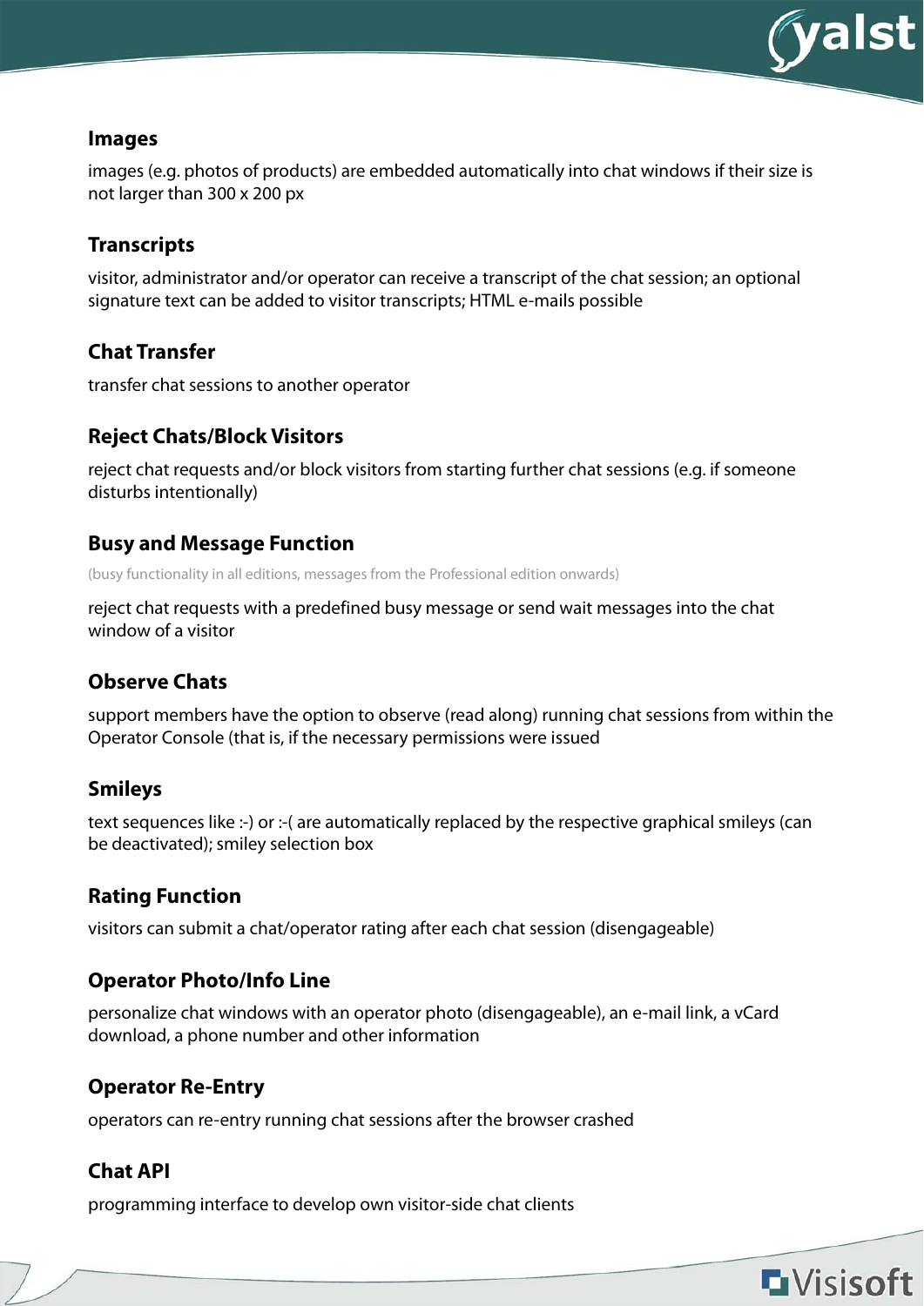### Images

images (e.g. photos of products) are embedded automatically into chat windows if their size is not larger than 300 x 200 px

### Transcripts

visitor, administrator and/or operator can receive a transcript of the chat session; an optional signature text can be added to visitor transcripts; HTML e-mails possible

### Chat Transfer

transfer chat sessions to another operator

### Reject Chats/Block Visitors

reject chat requests and/or block visitors from starting further chat sessions (e.g. if someone disturbs intentionally)

### Busy and Message Function

(busy functionality in all editions, messages from the Professional edition onwards)

reject chat requests with a predefined busy message or send wait messages into the chat window of a visitor

### Observe Chats

support members have the option to observe (read along) running chat sessions from within the Operator Console (that is, if the necessary permissions were issued

### Smileys

text sequences like :-) or :-( are automatically replaced by the respective graphical smileys (can be deactivated); smiley selection box

### Rating Function

visitors can submit a chat/operator rating after each chat session (disengageable)

### Operator Photo/Info Line

personalize chat windows with an operator photo (disengageable), an e-mail link, a vCard download, a phone number and other information

### Operator Re-Entry

operators can re-entry running chat sessions after the browser crashed

### Chat API

programming interface to develop own visitor-side chat clients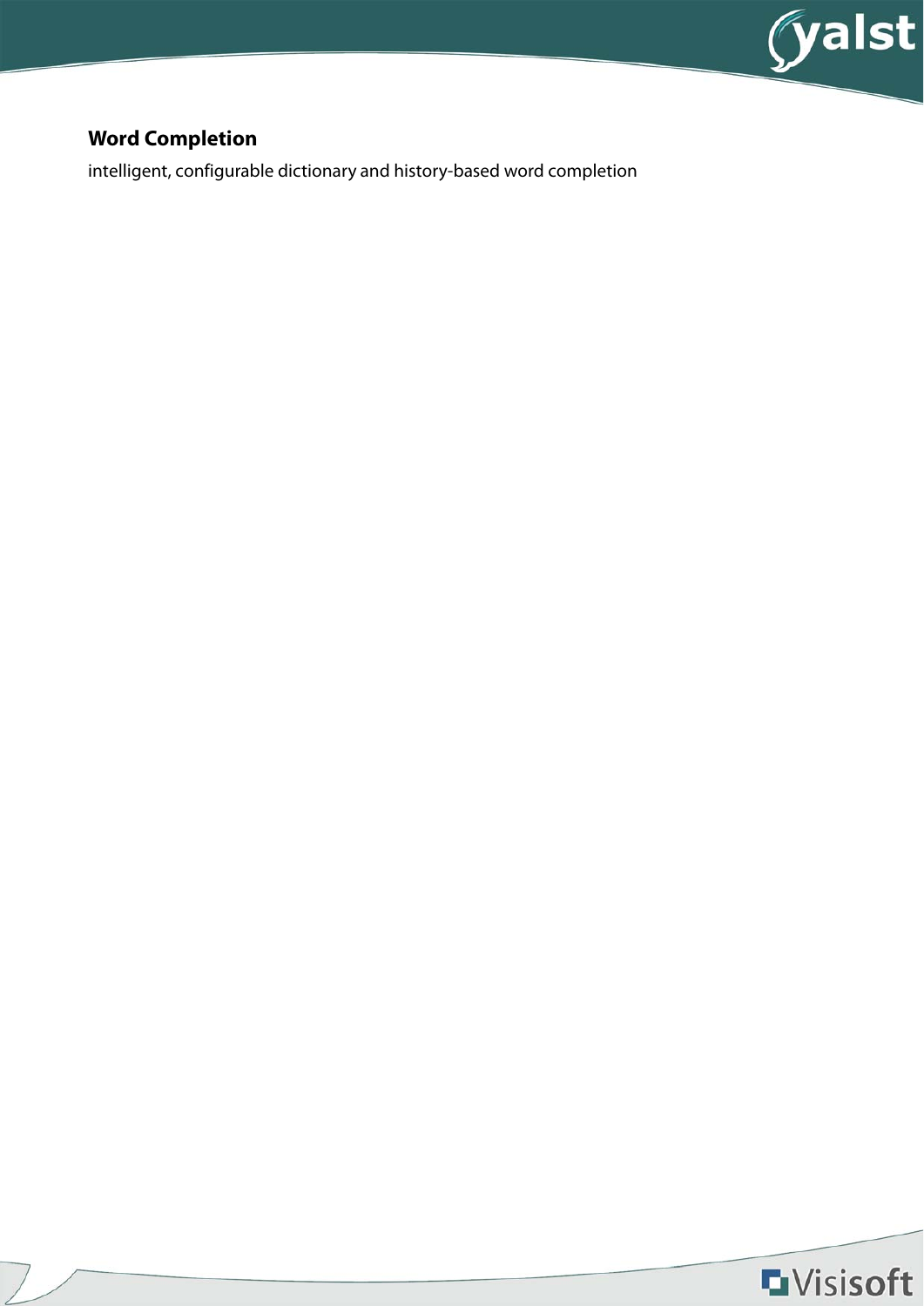**Word Completion**

intelligent, configurable dictionary and history-based word completion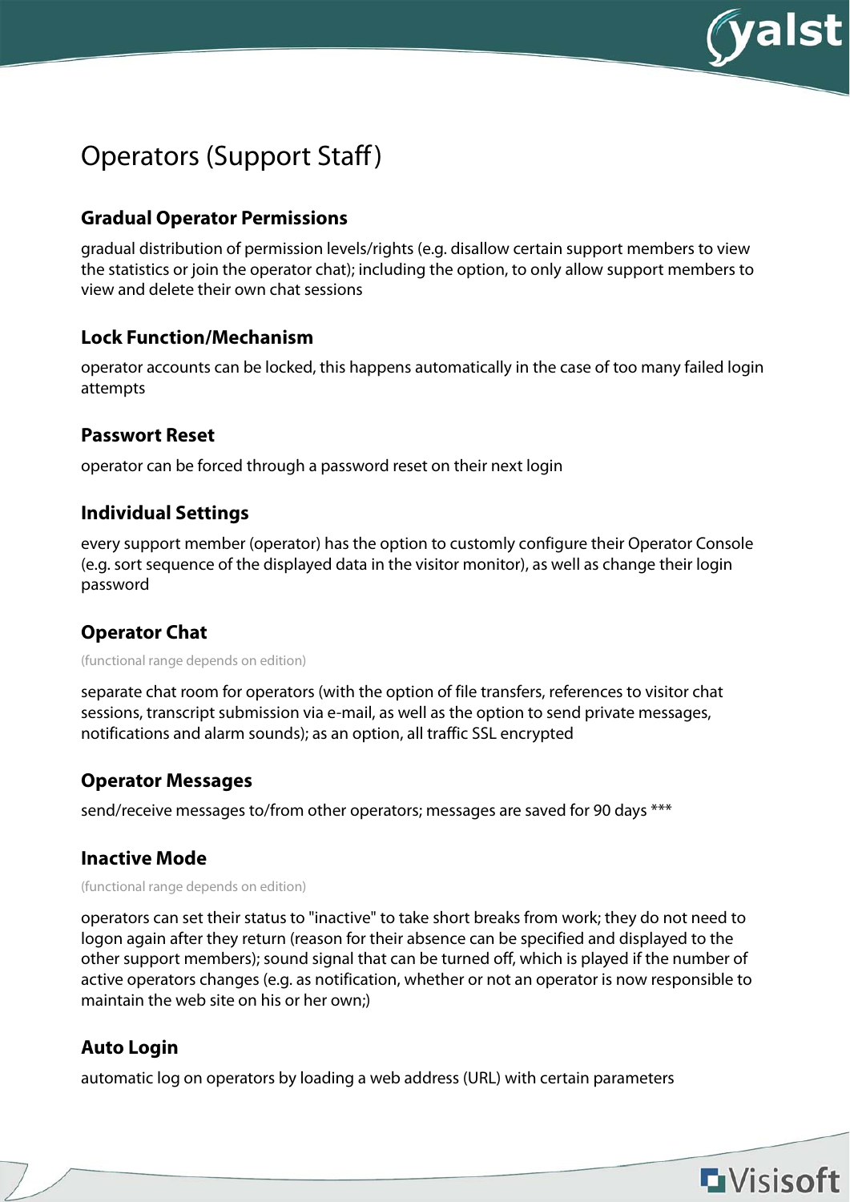# Operators (Support Staff)

## Gradual Operator Permissions

gradual distribution of permission levels/rights (e.g. disallow certain support members to view the statistics or join the operator chat); including the option, to only allow support members to view and delete their own chat sessions

## Lock Function/Mechanism

operator accounts can be locked, this happens automatically in the case of too many failed login attempts

## Passwort Reset

operator can be forced through a password reset on their next login

## Individual Settings

every support member (operator) has the option to customly configure their Operator Console (e.g. sort sequence of the displayed data in the visitor monitor), as well as change their login password

## Operator Chat

(functional range depends on edition)

separate chat room for operators (with the option of file transfers, references to visitor chat sessions, transcript submission via e-mail, as well as the option to send private messages, notifications and alarm sounds); as an option, all traffic SSL encrypted

## Operator Messages

send/receive messages to/from other operators; messages are saved for 90 days ***

## Inactive Mode

(functional range depends on edition)

operators can set their status to "inactive" to take short breaks from work; they do not need to logon again after they return (reason for their absence can be specified and displayed to the other support members); sound signal that can be turned off, which is played if the number of active operators changes (e.g. as notification, whether or not an operator is now responsible to maintain the web site on his or her own;)

## Auto Login

automatic log on operators by loading a web address (URL) with certain parameters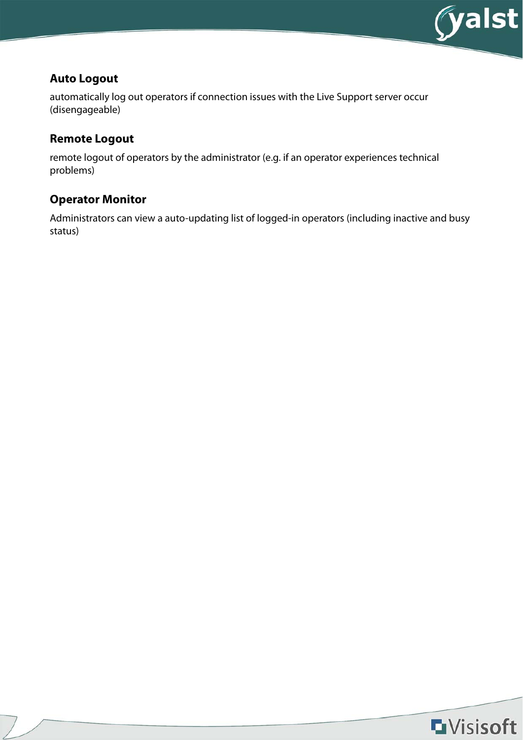### Auto Logout

automatically log out operators if connection issues with the Live Support server occur (disengageable)

### Remote Logout

remote logout of operators by the administrator (e.g. if an operator experiences technical problems)

### Operator Monitor

Administrators can view a auto-updating list of logged-in operators (including inactive and busy status)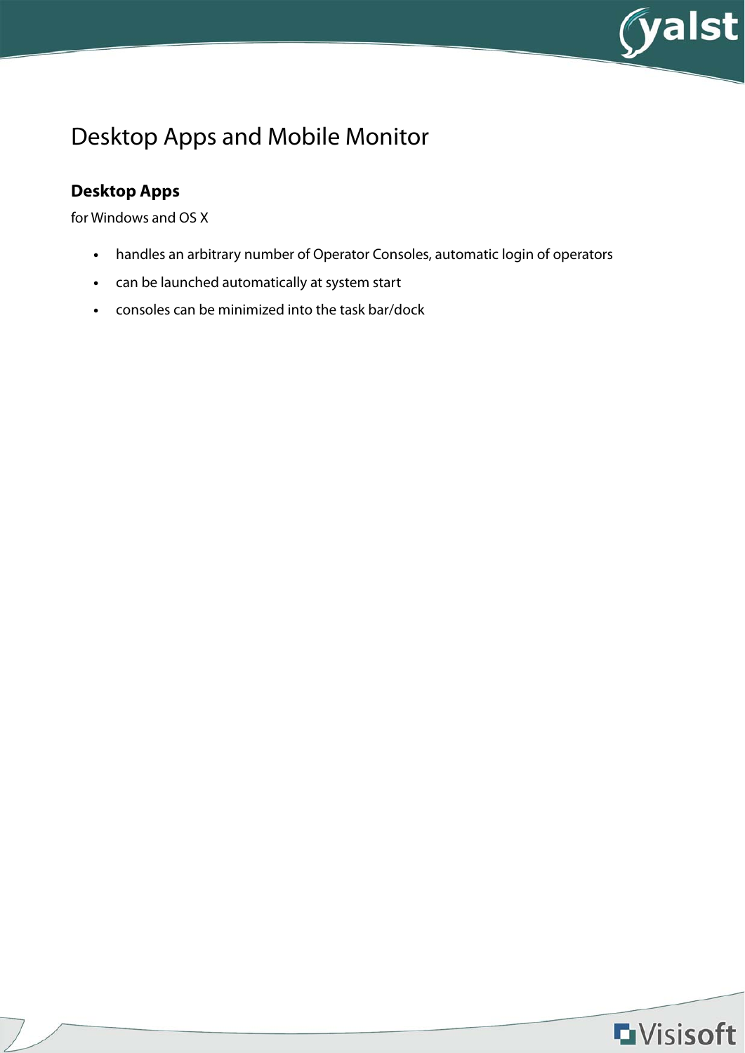# Desktop Apps and Mobile Monitor

## Desktop Apps

for Windows and OS X

- handles an arbitrary number of Operator Consoles, automatic login of operators
- can be launched automatically at system start
- consoles can be minimized into the task bar/dock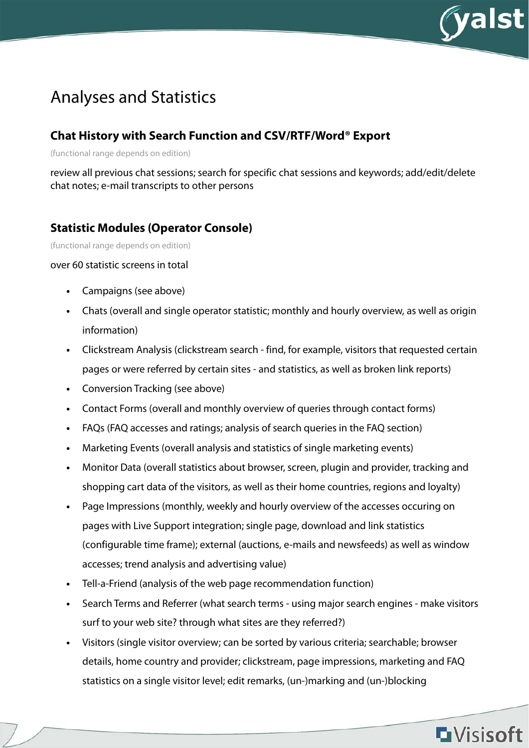# Analyses and Statistics

## Chat History with Search Function and CSV/RTF/Word® Export

(functional range depends on edition)

review all previous chat sessions; search for specific chat sessions and keywords; add/edit/delete chat notes; e-mail transcripts to other persons

## Statistic Modules (Operator Console)

(functional range depends on edition)

over 60 statistic screens in total

- Campaigns (see above)
- Chats (overall and single operator statistic; monthly and hourly overview, as well as origin information)
- Clickstream Analysis (clickstream search - find, for example, visitors that requested certain pages or were referred by certain sites - and statistics, as well as broken link reports)
- Conversion Tracking (see above)
- Contact Forms (overall and monthly overview of queries through contact forms)
- FAQs (FAQ accesses and ratings; analysis of search queries in the FAQ section)
- Marketing Events (overall analysis and statistics of single marketing events)
- Monitor Data (overall statistics about browser, screen, plugin and provider, tracking and shopping cart data of the visitors, as well as their home countries, regions and loyalty)
- Page Impressions (monthly, weekly and hourly overview of the accesses occuring on pages with Live Support integration; single page, download and link statistics (configurable time frame); external (auctions, e-mails and newsfeeds) as well as window accesses; trend analysis and advertising value)
- Tell-a-Friend (analysis of the web page recommendation function)
- Search Terms and Referrer (what search terms - using major search engines - make visitors surf to your web site? through what sites are they referred?)
- Visitors (single visitor overview; can be sorted by various criteria; searchable; browser details, home country and provider; clickstream, page impressions, marketing and FAQ statistics on a single visitor level; edit remarks, (un-)marking and (un-)blocking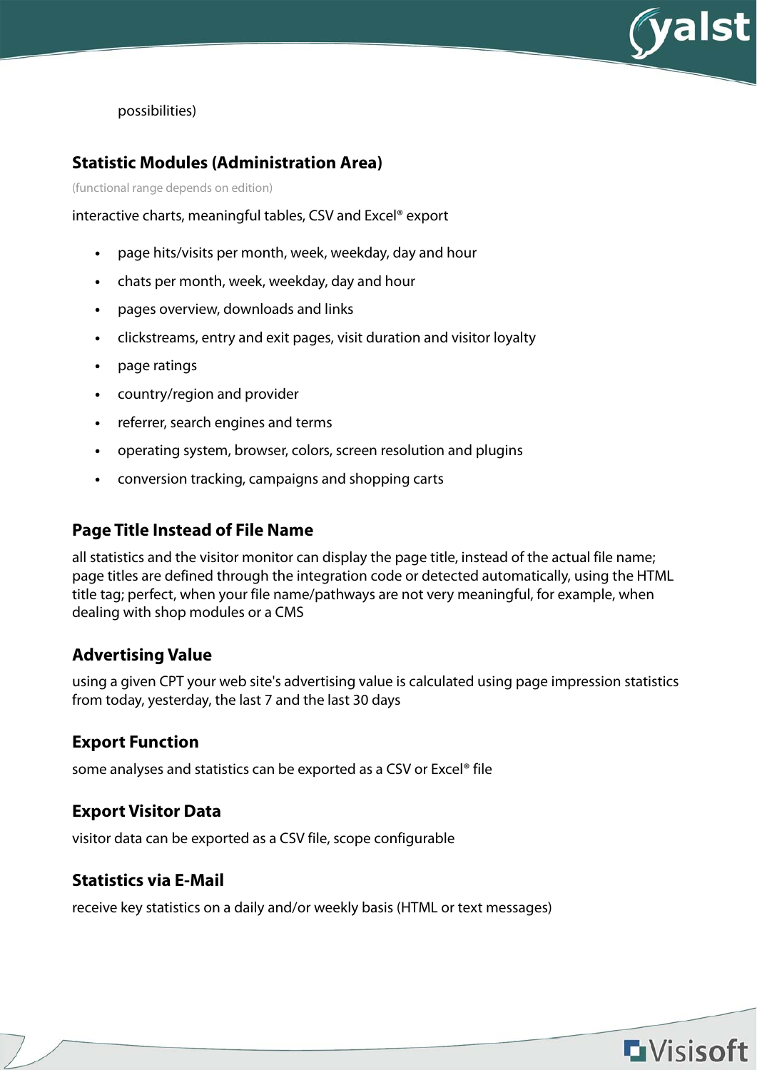possibilities)

### Statistic Modules (Administration Area)

(functional range depends on edition)

interactive charts, meaningful tables, CSV and Excel® export

- page hits/visits per month, week, weekday, day and hour
- chats per month, week, weekday, day and hour
- pages overview, downloads and links
- clickstreams, entry and exit pages, visit duration and visitor loyalty
- page ratings
- country/region and provider
- referrer, search engines and terms
- operating system, browser, colors, screen resolution and plugins
- conversion tracking, campaigns and shopping carts

### Page Title Instead of File Name

all statistics and the visitor monitor can display the page title, instead of the actual file name; page titles are defined through the integration code or detected automatically, using the HTML title tag; perfect, when your file name/pathways are not very meaningful, for example, when dealing with shop modules or a CMS

### Advertising Value

using a given CPT your web site's advertising value is calculated using page impression statistics from today, yesterday, the last 7 and the last 30 days

### Export Function

some analyses and statistics can be exported as a CSV or Excel® file

### Export Visitor Data

visitor data can be exported as a CSV file, scope configurable

### Statistics via E-Mail

receive key statistics on a daily and/or weekly basis (HTML or text messages)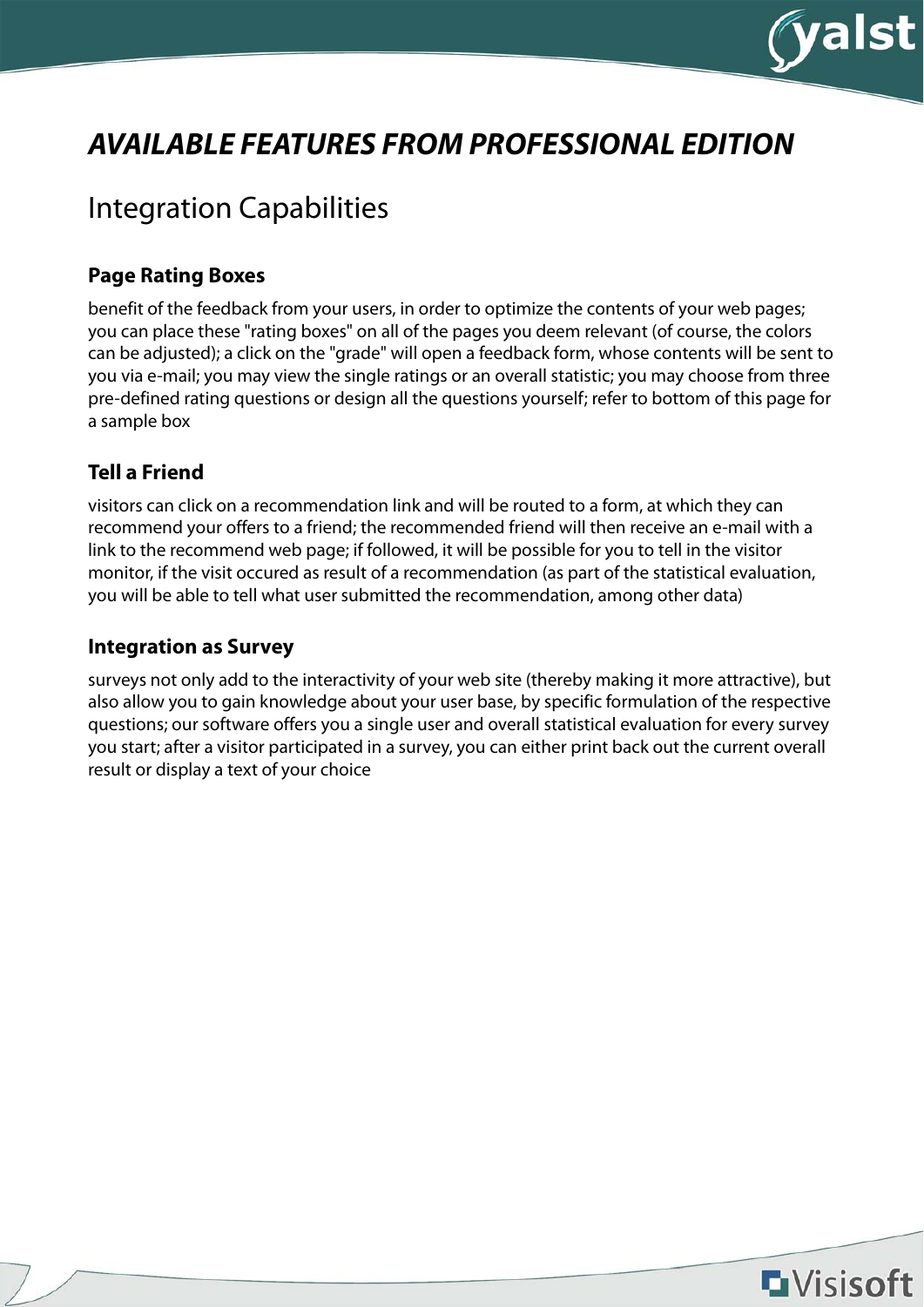# *AVAILABLE FEATURES FROM PROFESSIONAL EDITION*

## Integration Capabilities

### Page Rating Boxes

benefit of the feedback from your users, in order to optimize the contents of your web pages; you can place these "rating boxes" on all of the pages you deem relevant (of course, the colors can be adjusted); a click on the "grade" will open a feedback form, whose contents will be sent to you via e-mail; you may view the single ratings or an overall statistic; you may choose from three pre-defined rating questions or design all the questions yourself; refer to bottom of this page for a sample box

### Tell a Friend

visitors can click on a recommendation link and will be routed to a form, at which they can recommend your offers to a friend; the recommended friend will then receive an e-mail with a link to the recommend web page; if followed, it will be possible for you to tell in the visitor monitor, if the visit occured as result of a recommendation (as part of the statistical evaluation, you will be able to tell what user submitted the recommendation, among other data)

### Integration as Survey

surveys not only add to the interactivity of your web site (thereby making it more attractive), but also allow you to gain knowledge about your user base, by specific formulation of the respective questions; our software offers you a single user and overall statistical evaluation for every survey you start; after a visitor participated in a survey, you can either print back out the current overall result or display a text of your choice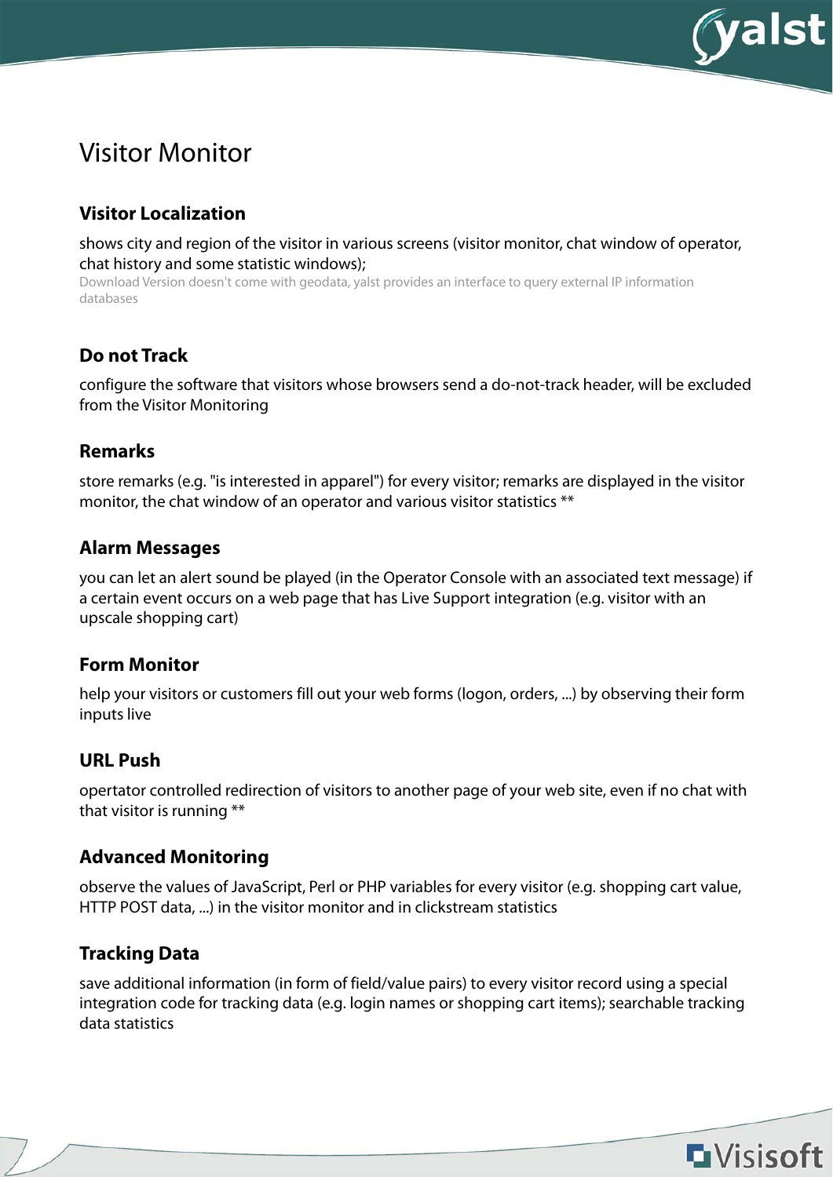# Visitor Monitor

### Visitor Localization

shows city and region of the visitor in various screens (visitor monitor, chat window of operator, chat history and some statistic windows);

Download Version doesn't come with geodata, yalst provides an interface to query external IP information databases

### Do not Track

configure the software that visitors whose browsers send a do-not-track header, will be excluded from the Visitor Monitoring

### Remarks

store remarks (e.g. "is interested in apparel") for every visitor; remarks are displayed in the visitor monitor, the chat window of an operator and various visitor statistics **

### Alarm Messages

you can let an alert sound be played (in the Operator Console with an associated text message) if a certain event occurs on a web page that has Live Support integration (e.g. visitor with an upscale shopping cart)

### Form Monitor

help your visitors or customers fill out your web forms (logon, orders, ...) by observing their form inputs live

### URL Push

opertator controlled redirection of visitors to another page of your web site, even if no chat with that visitor is running **

### Advanced Monitoring

observe the values of JavaScript, Perl or PHP variables for every visitor (e.g. shopping cart value, HTTP POST data, ...) in the visitor monitor and in clickstream statistics

### Tracking Data

save additional information (in form of field/value pairs) to every visitor record using a special integration code for tracking data (e.g. login names or shopping cart items); searchable tracking data statistics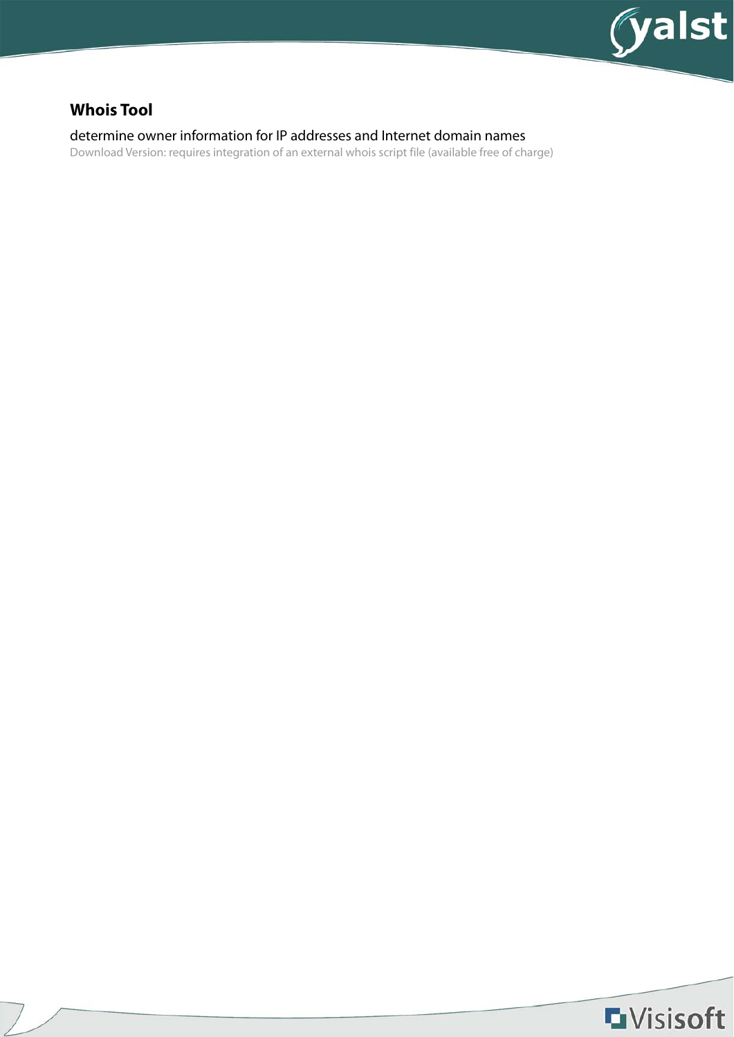## Whois Tool

determine owner information for IP addresses and Internet domain names

Download Version: requires integration of an external whois script file (available free of charge)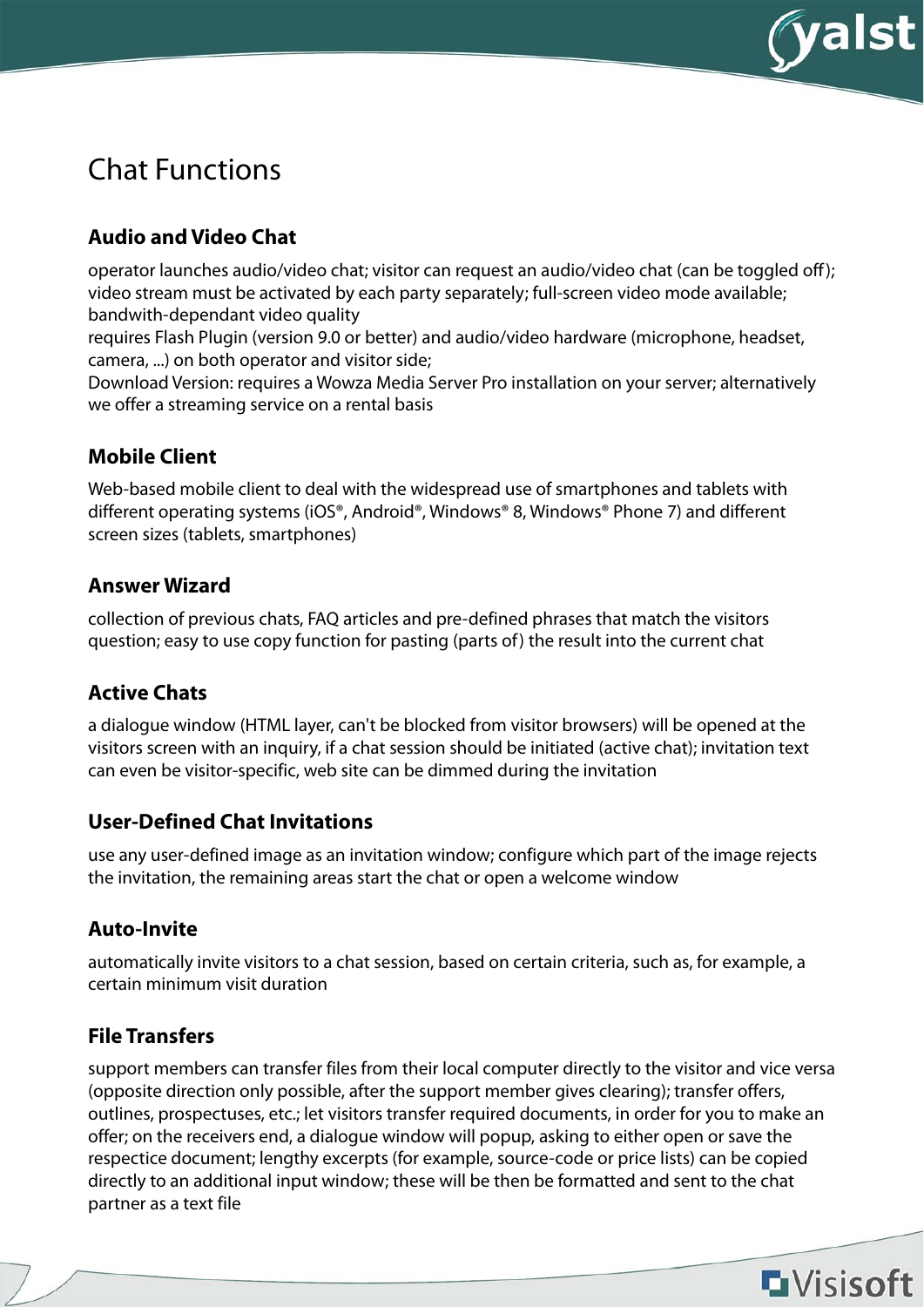# Chat Functions

### Audio and Video Chat

operator launches audio/video chat; visitor can request an audio/video chat (can be toggled off); video stream must be activated by each party separately; full-screen video mode available; bandwith-dependant video quality
requires Flash Plugin (version 9.0 or better) and audio/video hardware (microphone, headset, camera, ...) on both operator and visitor side;
Download Version: requires a Wowza Media Server Pro installation on your server; alternatively we offer a streaming service on a rental basis

### Mobile Client

Web-based mobile client to deal with the widespread use of smartphones and tablets with different operating systems (iOS®, Android®, Windows® 8, Windows® Phone 7) and different screen sizes (tablets, smartphones)

### Answer Wizard

collection of previous chats, FAQ articles and pre-defined phrases that match the visitors question; easy to use copy function for pasting (parts of) the result into the current chat

### Active Chats

a dialogue window (HTML layer, can't be blocked from visitor browsers) will be opened at the visitors screen with an inquiry, if a chat session should be initiated (active chat); invitation text can even be visitor-specific, web site can be dimmed during the invitation

### User-Defined Chat Invitations

use any user-defined image as an invitation window; configure which part of the image rejects the invitation, the remaining areas start the chat or open a welcome window

### Auto-Invite

automatically invite visitors to a chat session, based on certain criteria, such as, for example, a certain minimum visit duration

### File Transfers

support members can transfer files from their local computer directly to the visitor and vice versa (opposite direction only possible, after the support member gives clearing); transfer offers, outlines, prospectuses, etc.; let visitors transfer required documents, in order for you to make an offer; on the receivers end, a dialogue window will popup, asking to either open or save the respectice document; lengthy excerpts (for example, source-code or price lists) can be copied directly to an additional input window; these will be then be formatted and sent to the chat partner as a text file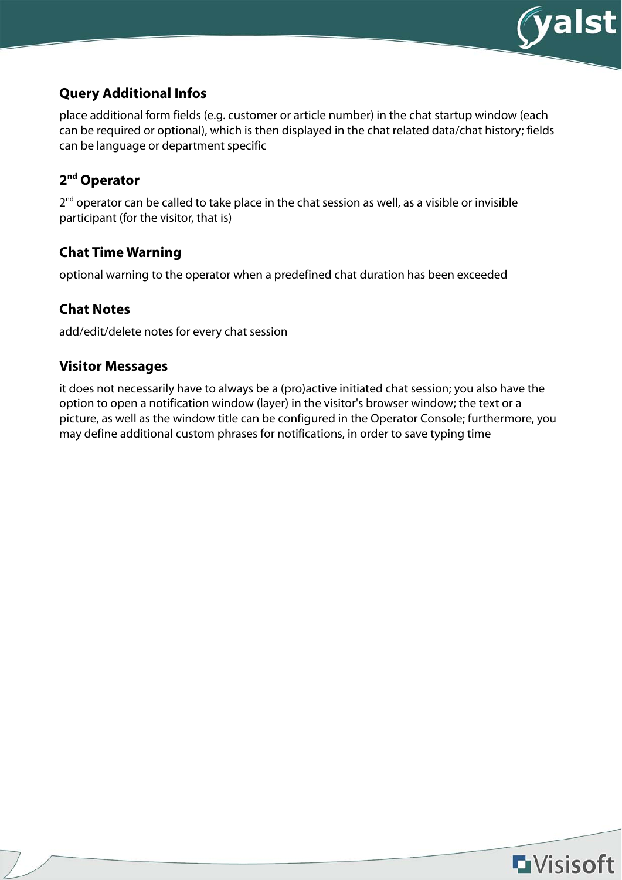### Query Additional Infos

place additional form fields (e.g. customer or article number) in the chat startup window (each can be required or optional), which is then displayed in the chat related data/chat history; fields can be language or department specific

### 2nd Operator

2nd operator can be called to take place in the chat session as well, as a visible or invisible participant (for the visitor, that is)

### Chat Time Warning

optional warning to the operator when a predefined chat duration has been exceeded

### Chat Notes

add/edit/delete notes for every chat session

### Visitor Messages

it does not necessarily have to always be a (pro)active initiated chat session; you also have the option to open a notification window (layer) in the visitor's browser window; the text or a picture, as well as the window title can be configured in the Operator Console; furthermore, you may define additional custom phrases for notifications, in order to save typing time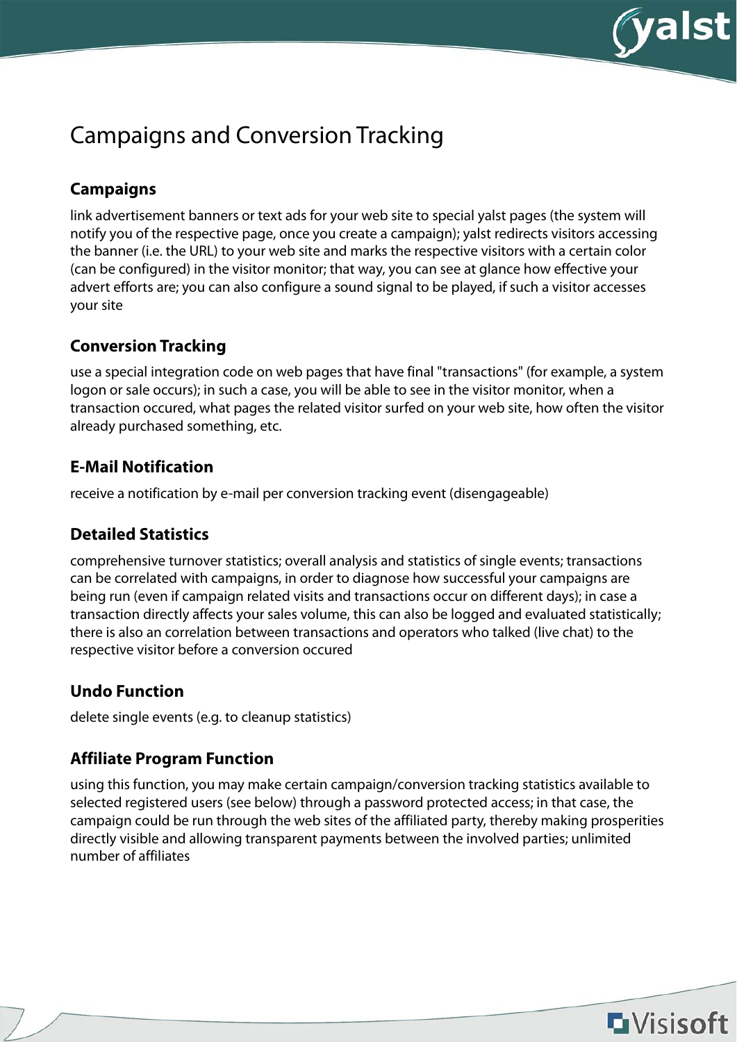# Campaigns and Conversion Tracking

### Campaigns

link advertisement banners or text ads for your web site to special yalst pages (the system will notify you of the respective page, once you create a campaign); yalst redirects visitors accessing the banner (i.e. the URL) to your web site and marks the respective visitors with a certain color (can be configured) in the visitor monitor; that way, you can see at glance how effective your advert efforts are; you can also configure a sound signal to be played, if such a visitor accesses your site

### Conversion Tracking

use a special integration code on web pages that have final "transactions" (for example, a system logon or sale occurs); in such a case, you will be able to see in the visitor monitor, when a transaction occured, what pages the related visitor surfed on your web site, how often the visitor already purchased something, etc.

### E-Mail Notification

receive a notification by e-mail per conversion tracking event (disengageable)

### Detailed Statistics

comprehensive turnover statistics; overall analysis and statistics of single events; transactions can be correlated with campaigns, in order to diagnose how successful your campaigns are being run (even if campaign related visits and transactions occur on different days); in case a transaction directly affects your sales volume, this can also be logged and evaluated statistically; there is also an correlation between transactions and operators who talked (live chat) to the respective visitor before a conversion occured

### Undo Function

delete single events (e.g. to cleanup statistics)

### Affiliate Program Function

using this function, you may make certain campaign/conversion tracking statistics available to selected registered users (see below) through a password protected access; in that case, the campaign could be run through the web sites of the affiliated party, thereby making prosperities directly visible and allowing transparent payments between the involved parties; unlimited number of affiliates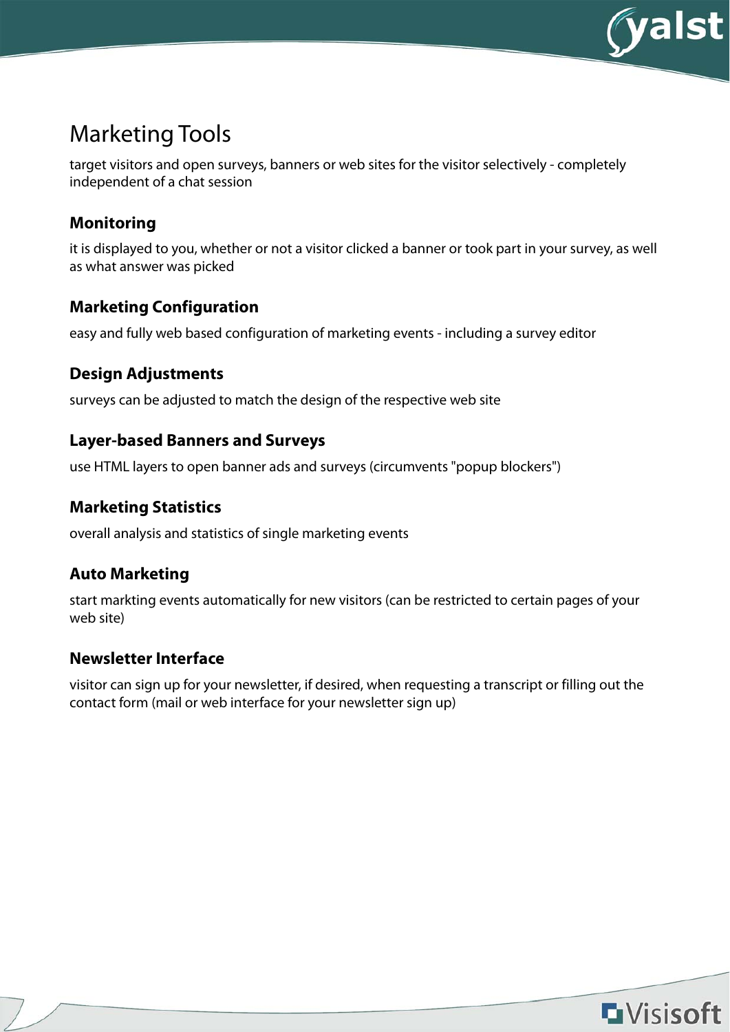# Marketing Tools

target visitors and open surveys, banners or web sites for the visitor selectively - completely independent of a chat session

### Monitoring

it is displayed to you, whether or not a visitor clicked a banner or took part in your survey, as well as what answer was picked

### Marketing Configuration

easy and fully web based configuration of marketing events - including a survey editor

### Design Adjustments

surveys can be adjusted to match the design of the respective web site

### Layer-based Banners and Surveys

use HTML layers to open banner ads and surveys (circumvents "popup blockers")

### Marketing Statistics

overall analysis and statistics of single marketing events

### Auto Marketing

start markting events automatically for new visitors (can be restricted to certain pages of your web site)

### Newsletter Interface

visitor can sign up for your newsletter, if desired, when requesting a transcript or filling out the contact form (mail or web interface for your newsletter sign up)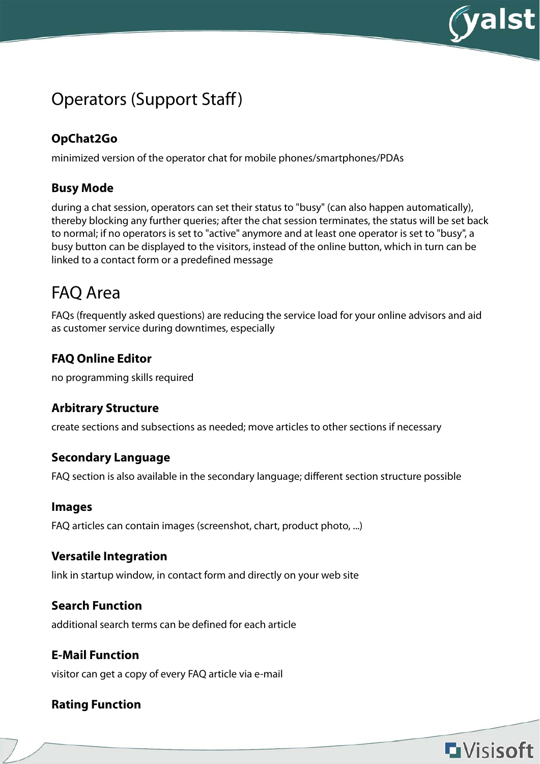# Operators (Support Staff)

### OpChat2Go

minimized version of the operator chat for mobile phones/smartphones/PDAs

### Busy Mode

during a chat session, operators can set their status to "busy" (can also happen automatically), thereby blocking any further queries; after the chat session terminates, the status will be set back to normal; if no operators is set to "active" anymore and at least one operator is set to "busy", a busy button can be displayed to the visitors, instead of the online button, which in turn can be linked to a contact form or a predefined message

# FAQ Area

FAQs (frequently asked questions) are reducing the service load for your online advisors and aid as customer service during downtimes, especially

### FAQ Online Editor

no programming skills required

### Arbitrary Structure

create sections and subsections as needed; move articles to other sections if necessary

### Secondary Language

FAQ section is also available in the secondary language; different section structure possible

### Images

FAQ articles can contain images (screenshot, chart, product photo, ...)

### Versatile Integration

link in startup window, in contact form and directly on your web site

### Search Function

additional search terms can be defined for each article

### E-Mail Function

visitor can get a copy of every FAQ article via e-mail

### Rating Function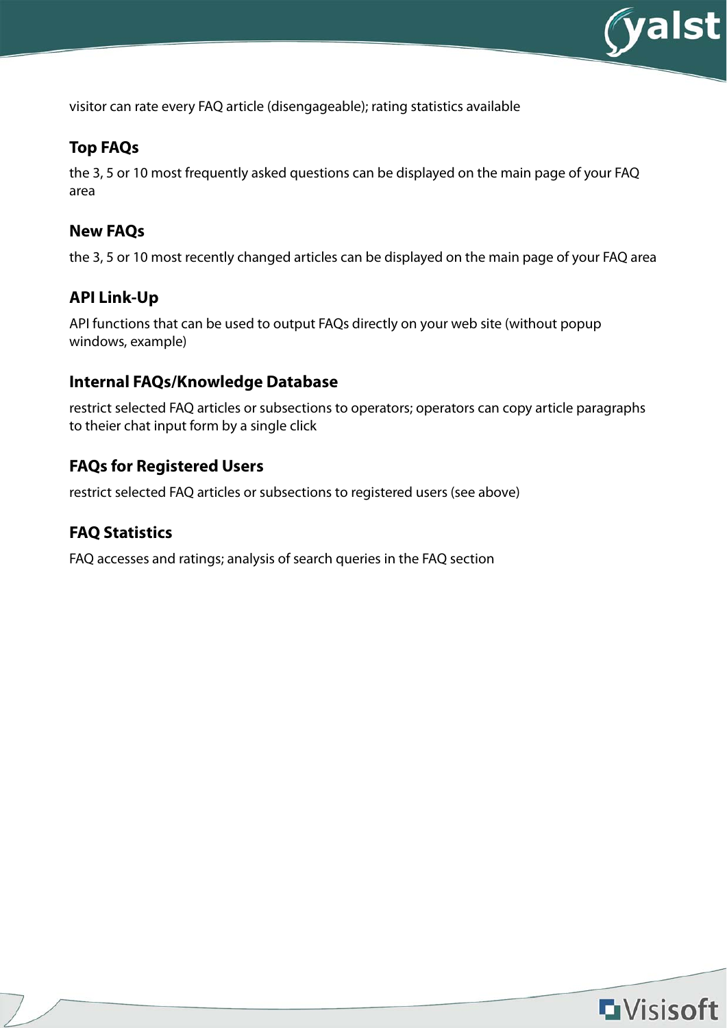visitor can rate every FAQ article (disengageable); rating statistics available

### Top FAQs

the 3, 5 or 10 most frequently asked questions can be displayed on the main page of your FAQ area

### New FAQs

the 3, 5 or 10 most recently changed articles can be displayed on the main page of your FAQ area

### API Link-Up

API functions that can be used to output FAQs directly on your web site (without popup windows, example)

### Internal FAQs/Knowledge Database

restrict selected FAQ articles or subsections to operators; operators can copy article paragraphs to theier chat input form by a single click

### FAQs for Registered Users

restrict selected FAQ articles or subsections to registered users (see above)

### FAQ Statistics

FAQ accesses and ratings; analysis of search queries in the FAQ section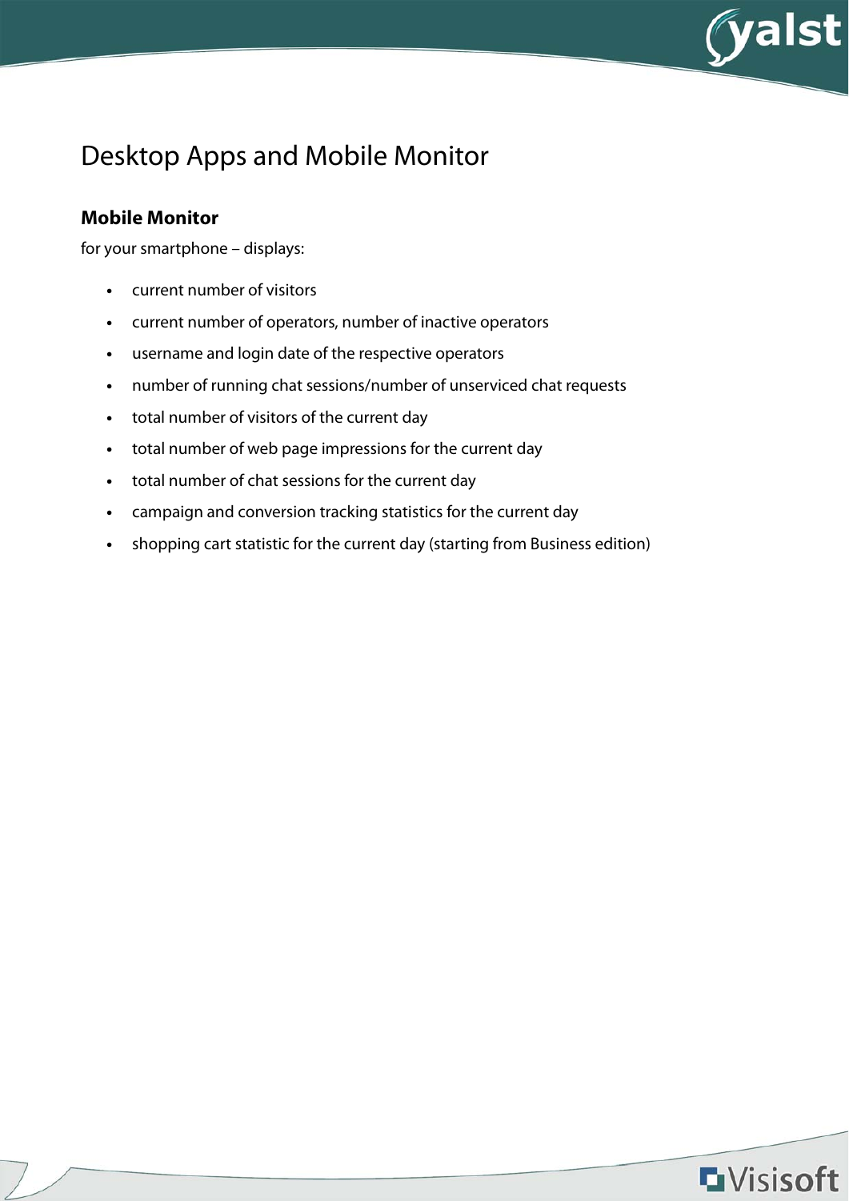# Desktop Apps and Mobile Monitor

### Mobile Monitor

for your smartphone – displays:

- current number of visitors
- current number of operators, number of inactive operators
- username and login date of the respective operators
- number of running chat sessions/number of unserviced chat requests
- total number of visitors of the current day
- total number of web page impressions for the current day
- total number of chat sessions for the current day
- campaign and conversion tracking statistics for the current day
- shopping cart statistic for the current day (starting from Business edition)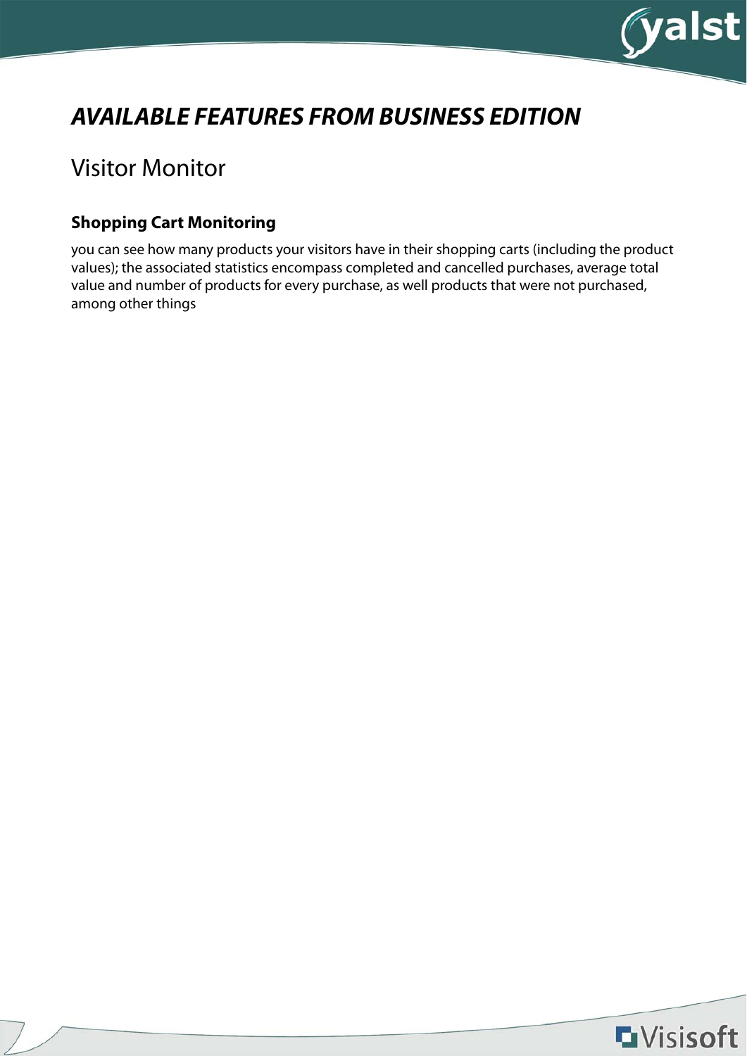# *AVAILABLE FEATURES FROM BUSINESS EDITION*

## Visitor Monitor

### Shopping Cart Monitoring

you can see how many products your visitors have in their shopping carts (including the product values); the associated statistics encompass completed and cancelled purchases, average total value and number of products for every purchase, as well products that were not purchased, among other things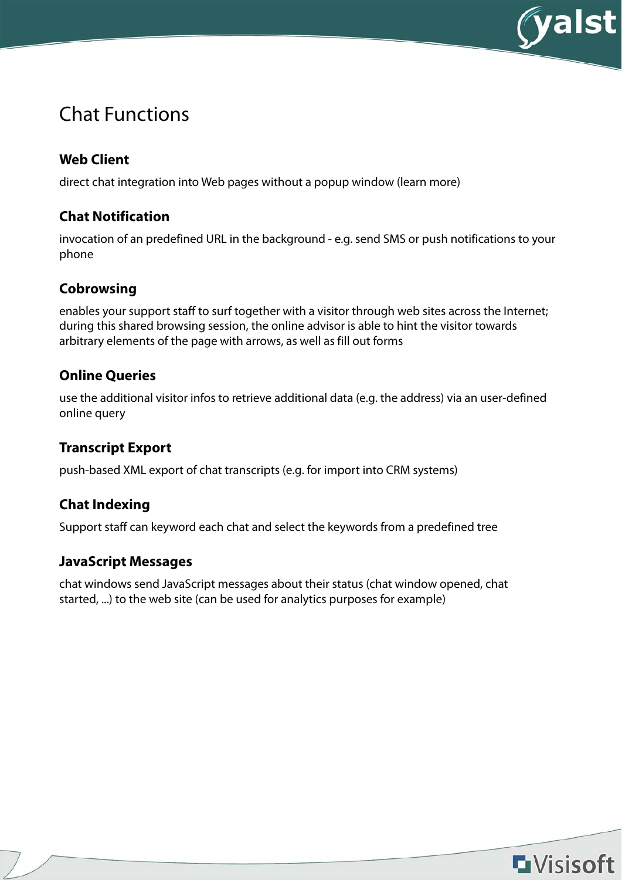# Chat Functions

### Web Client

direct chat integration into Web pages without a popup window (learn more)

### Chat Notification

invocation of an predefined URL in the background - e.g. send SMS or push notifications to your phone

### Cobrowsing

enables your support staff to surf together with a visitor through web sites across the Internet; during this shared browsing session, the online advisor is able to hint the visitor towards arbitrary elements of the page with arrows, as well as fill out forms

### Online Queries

use the additional visitor infos to retrieve additional data (e.g. the address) via an user-defined online query

### Transcript Export

push-based XML export of chat transcripts (e.g. for import into CRM systems)

### Chat Indexing

Support staff can keyword each chat and select the keywords from a predefined tree

### JavaScript Messages

chat windows send JavaScript messages about their status (chat window opened, chat started, ...) to the web site (can be used for analytics purposes for example)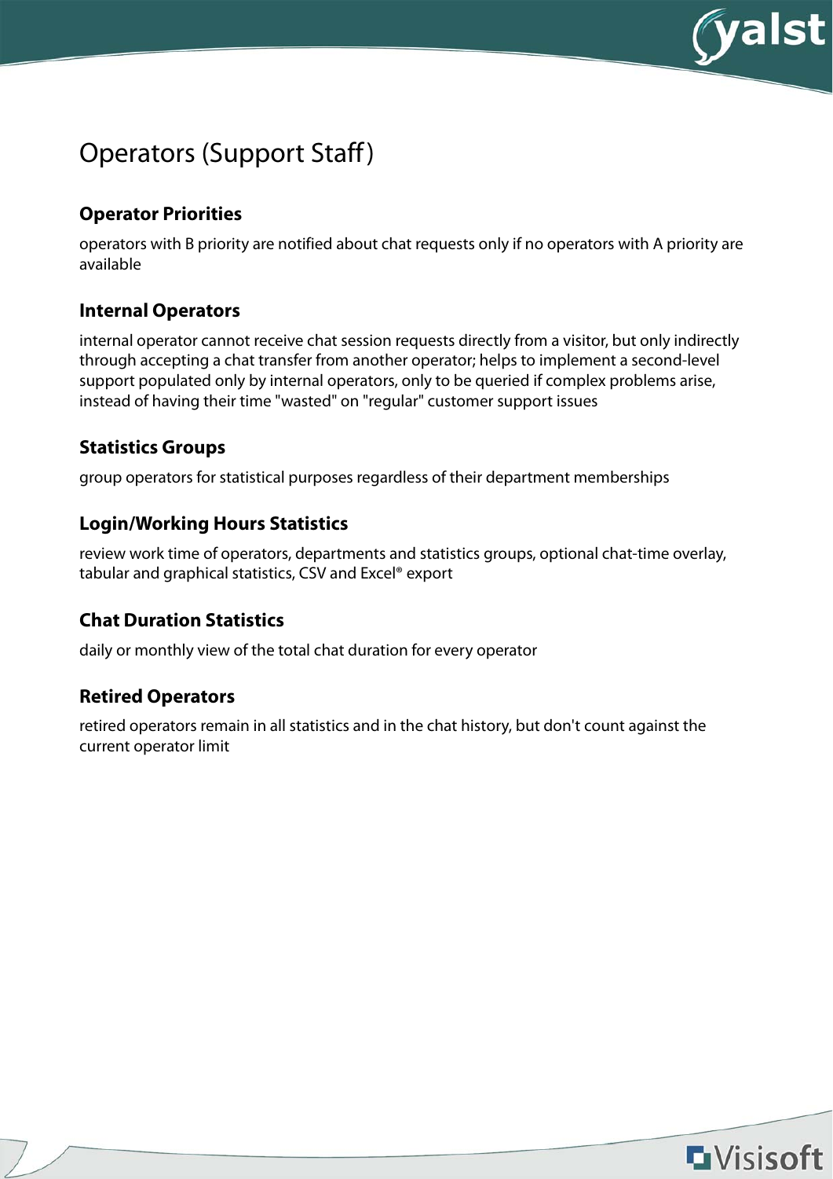# Operators (Support Staff)

## Operator Priorities

operators with B priority are notified about chat requests only if no operators with A priority are available

## Internal Operators

internal operator cannot receive chat session requests directly from a visitor, but only indirectly through accepting a chat transfer from another operator; helps to implement a second-level support populated only by internal operators, only to be queried if complex problems arise, instead of having their time "wasted" on "regular" customer support issues

## Statistics Groups

group operators for statistical purposes regardless of their department memberships

## Login/Working Hours Statistics

review work time of operators, departments and statistics groups, optional chat-time overlay, tabular and graphical statistics, CSV and Excel® export

## Chat Duration Statistics

daily or monthly view of the total chat duration for every operator

## Retired Operators

retired operators remain in all statistics and in the chat history, but don't count against the current operator limit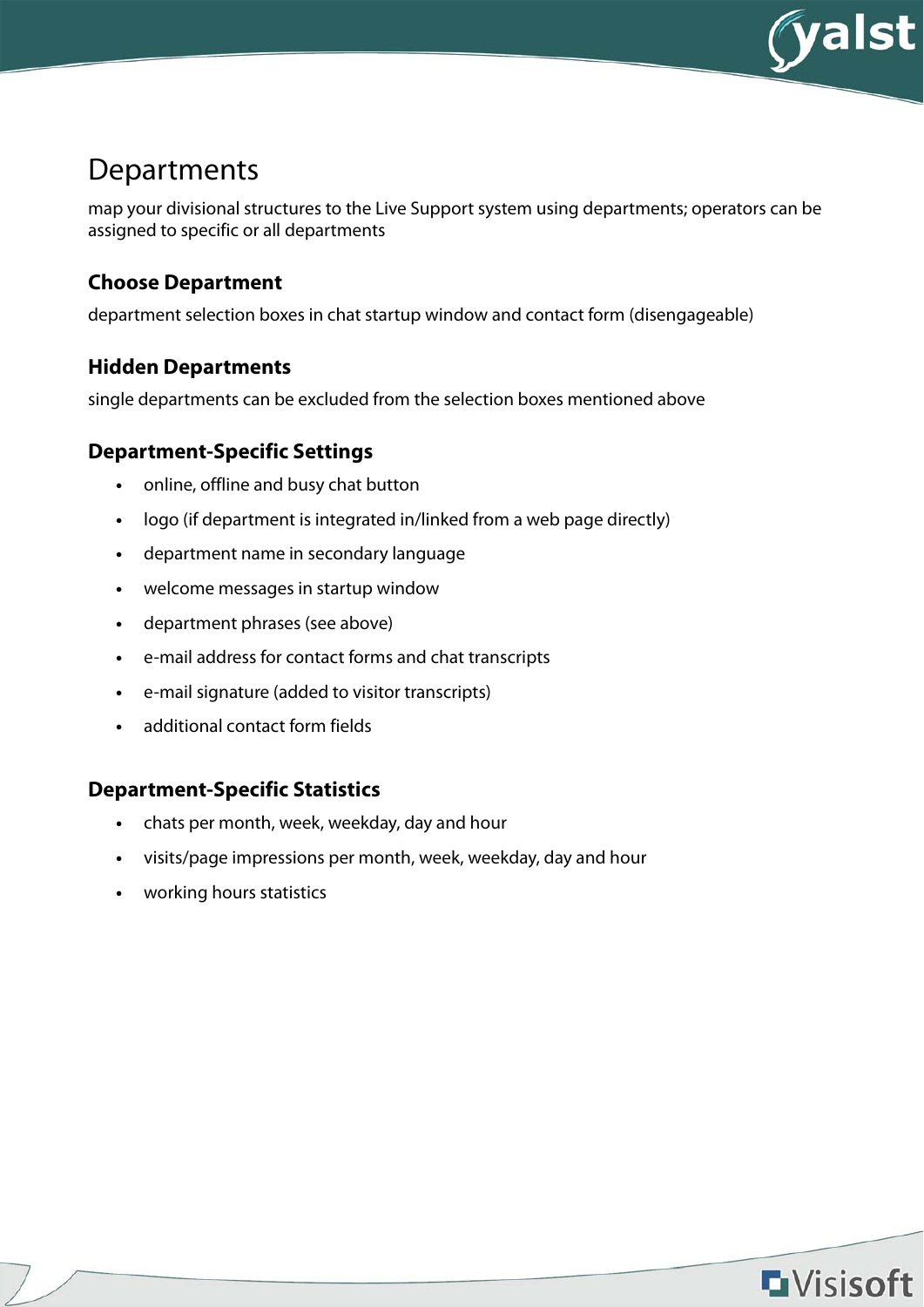# Departments

map your divisional structures to the Live Support system using departments; operators can be assigned to specific or all departments

## Choose Department

department selection boxes in chat startup window and contact form (disengageable)

## Hidden Departments

single departments can be excluded from the selection boxes mentioned above

## Department-Specific Settings

- online, offline and busy chat button
- logo (if department is integrated in/linked from a web page directly)
- department name in secondary language
- welcome messages in startup window
- department phrases (see above)
- e-mail address for contact forms and chat transcripts
- e-mail signature (added to visitor transcripts)
- additional contact form fields

## Department-Specific Statistics

- chats per month, week, weekday, day and hour
- visits/page impressions per month, week, weekday, day and hour
- working hours statistics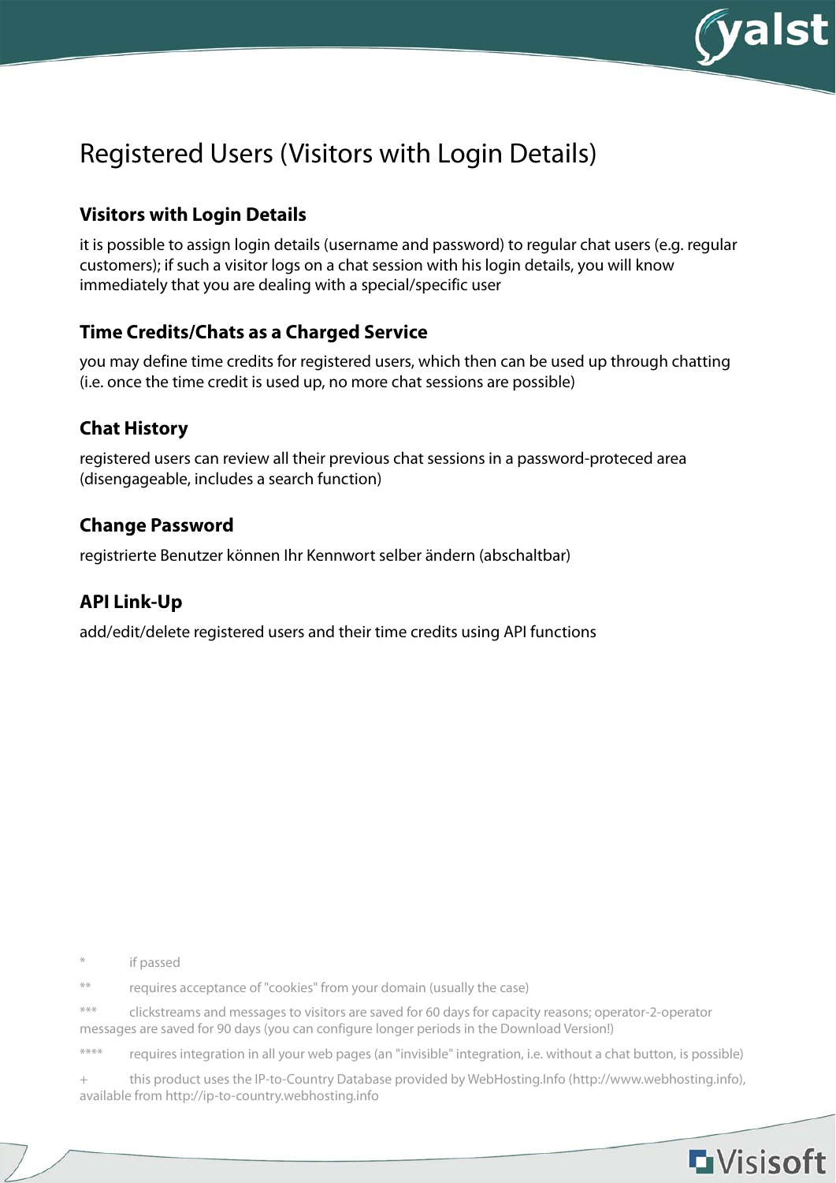# Registered Users (Visitors with Login Details)

## Visitors with Login Details

it is possible to assign login details (username and password) to regular chat users (e.g. regular customers); if such a visitor logs on a chat session with his login details, you will know immediately that you are dealing with a special/specific user

## Time Credits/Chats as a Charged Service

you may define time credits for registered users, which then can be used up through chatting (i.e. once the time credit is used up, no more chat sessions are possible)

## Chat History

registered users can review all their previous chat sessions in a password-proteced area (disengageable, includes a search function)

## Change Password

registrierte Benutzer können Ihr Kennwort selber ändern (abschaltbar)

## API Link-Up

add/edit/delete registered users and their time credits using API functions

\* if passed

\*\* requires acceptance of "cookies" from your domain (usually the case)

\*\*\* clickstreams and messages to visitors are saved for 60 days for capacity reasons; operator-2-operator messages are saved for 90 days (you can configure longer periods in the Download Version!)

\*\*\*\* requires integration in all your web pages (an "invisible" integration, i.e. without a chat button, is possible)

\+ this product uses the IP-to-Country Database provided by WebHosting.Info (http://www.webhosting.info), available from http://ip-to-country.webhosting.info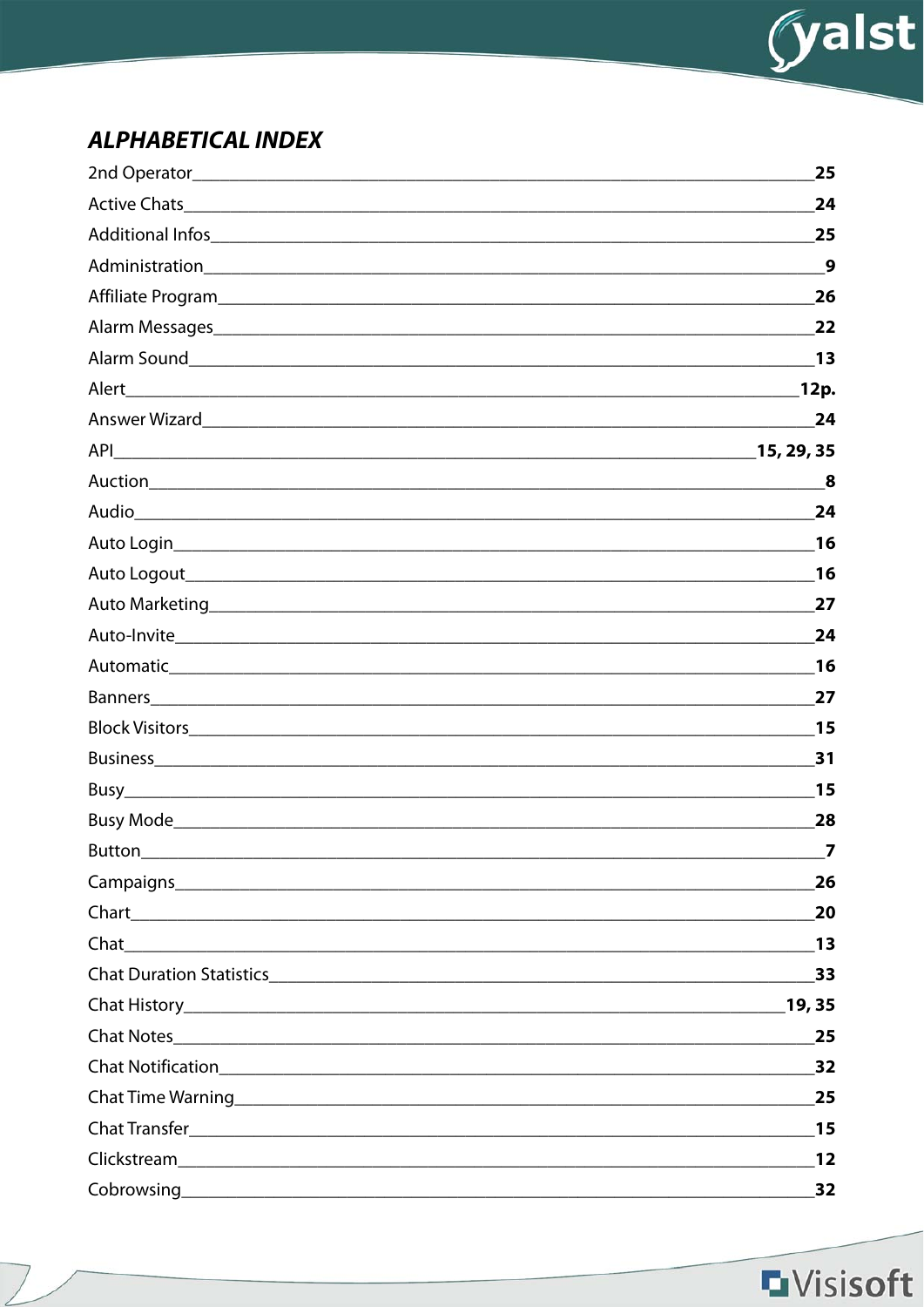## *ALPHABETICAL INDEX*

2nd Operator **25**
Active Chats **24**
Additional Infos **25**
Administration **9**
Affiliate Program **26**
Alarm Messages **22**
Alarm Sound **13**
Alert **12p.**
Answer Wizard **24**
API **15, 29, 35**
Auction **8**
Audio **24**
Auto Login **16**
Auto Logout **16**
Auto Marketing **27**
Auto-Invite **24**
Automatic **16**
Banners **27**
Block Visitors **15**
Business **31**
Busy **15**
Busy Mode **28**
Button **7**
Campaigns **26**
Chart **20**
Chat **13**
Chat Duration Statistics **33**
Chat History **19, 35**
Chat Notes **25**
Chat Notification **32**
Chat Time Warning **25**
Chat Transfer **15**
Clickstream **12**
Cobrowsing **32**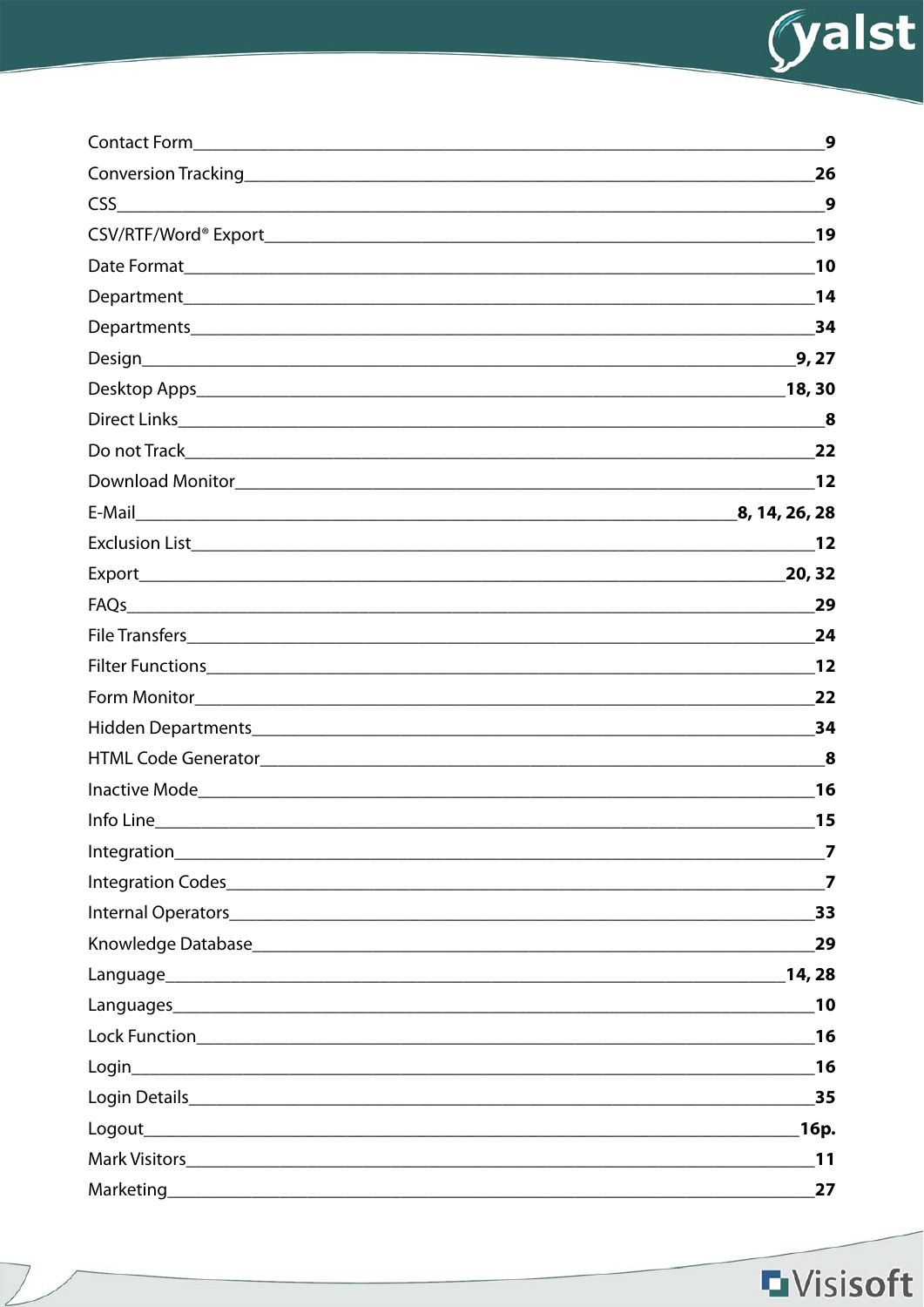Contact Form ... **9**
Conversion Tracking ... **26**
CSS ... **9**
CSV/RTF/Word® Export ... **19**
Date Format ... **10**
Department ... **14**
Departments ... **34**
Design ... **9, 27**
Desktop Apps ... **18, 30**
Direct Links ... **8**
Do not Track ... **22**
Download Monitor ... **12**
E-Mail ... **8, 14, 26, 28**
Exclusion List ... **12**
Export ... **20, 32**
FAQs ... **29**
File Transfers ... **24**
Filter Functions ... **12**
Form Monitor ... **22**
Hidden Departments ... **34**
HTML Code Generator ... **8**
Inactive Mode ... **16**
Info Line ... **15**
Integration ... **7**
Integration Codes ... **7**
Internal Operators ... **33**
Knowledge Database ... **29**
Language ... **14, 28**
Languages ... **10**
Lock Function ... **16**
Login ... **16**
Login Details ... **35**
Logout ... **16p.**
Mark Visitors ... **11**
Marketing ... **27**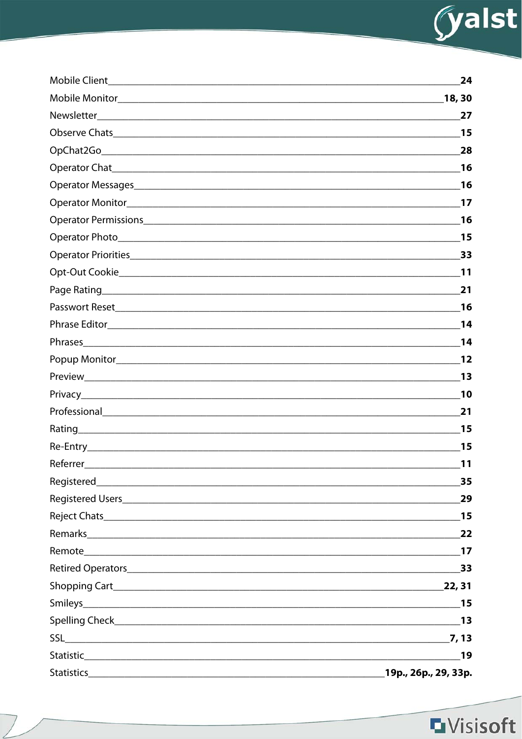Mobile Client **24**

Mobile Monitor **18, 30**

Newsletter **27**

Observe Chats **15**

OpChat2Go **28**

Operator Chat **16**

Operator Messages **16**

Operator Monitor **17**

Operator Permissions **16**

Operator Photo **15**

Operator Priorities **33**

Opt-Out Cookie **11**

Page Rating **21**

Passwort Reset **16**

Phrase Editor **14**

Phrases **14**

Popup Monitor **12**

Preview **13**

Privacy **10**

Professional **21**

Rating **15**

Re-Entry **15**

Referrer **11**

Registered **35**

Registered Users **29**

Reject Chats **15**

Remarks **22**

Remote **17**

Retired Operators **33**

Shopping Cart **22, 31**

Smileys **15**

Spelling Check **13**

SSL **7, 13**

Statistic **19**

Statistics **19p., 26p., 29, 33p.**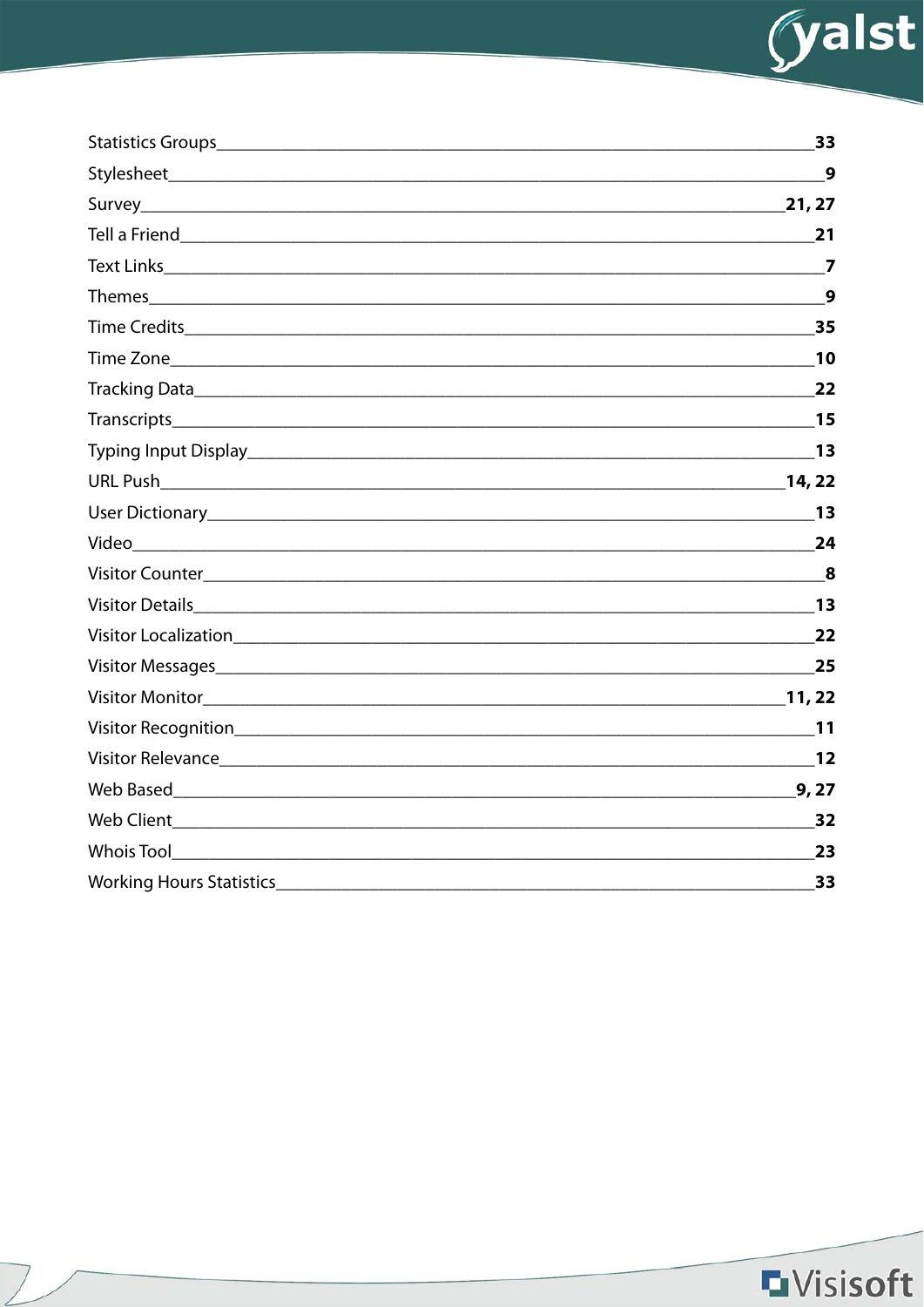Statistics Groups 33
Stylesheet 9
Survey 21, 27
Tell a Friend 21
Text Links 7
Themes 9
Time Credits 35
Time Zone 10
Tracking Data 22
Transcripts 15
Typing Input Display 13
URL Push 14, 22
User Dictionary 13
Video 24
Visitor Counter 8
Visitor Details 13
Visitor Localization 22
Visitor Messages 25
Visitor Monitor 11, 22
Visitor Recognition 11
Visitor Relevance 12
Web Based 9, 27
Web Client 32
Whois Tool 23
Working Hours Statistics 33